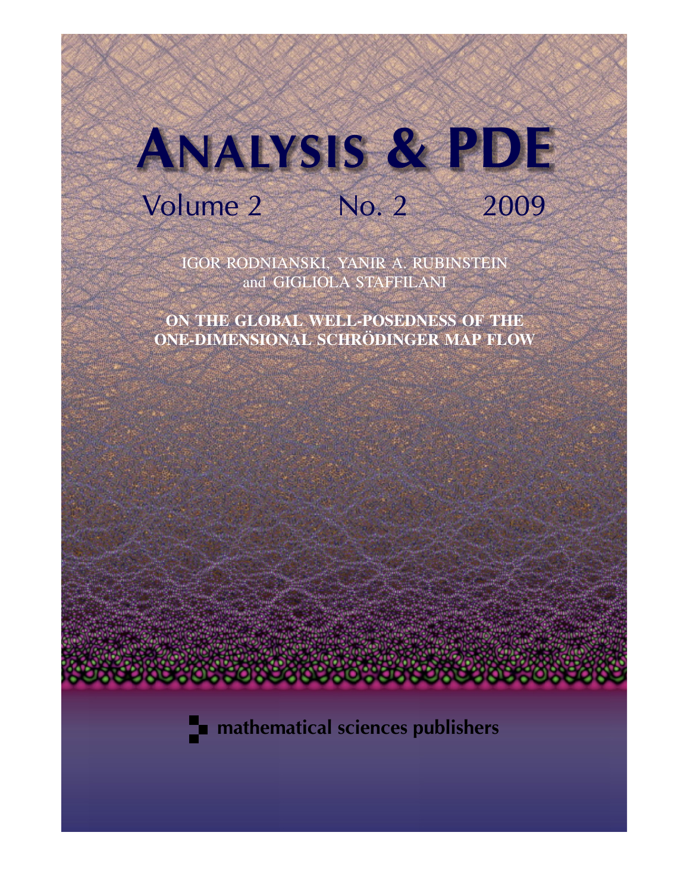# Analysis & PDE

Volume 2 No. 2 2009

IGOR RODNIANSKI, YANIR A. RUBINSTEIN and GIGLIOLA STAFFILANI

**ON THE GLOBAL WELL-POSEDNESS OF THE ONE-DIMENSIONAL SCHRÖDINGER MAP FLOW**

mathematical sciences publishers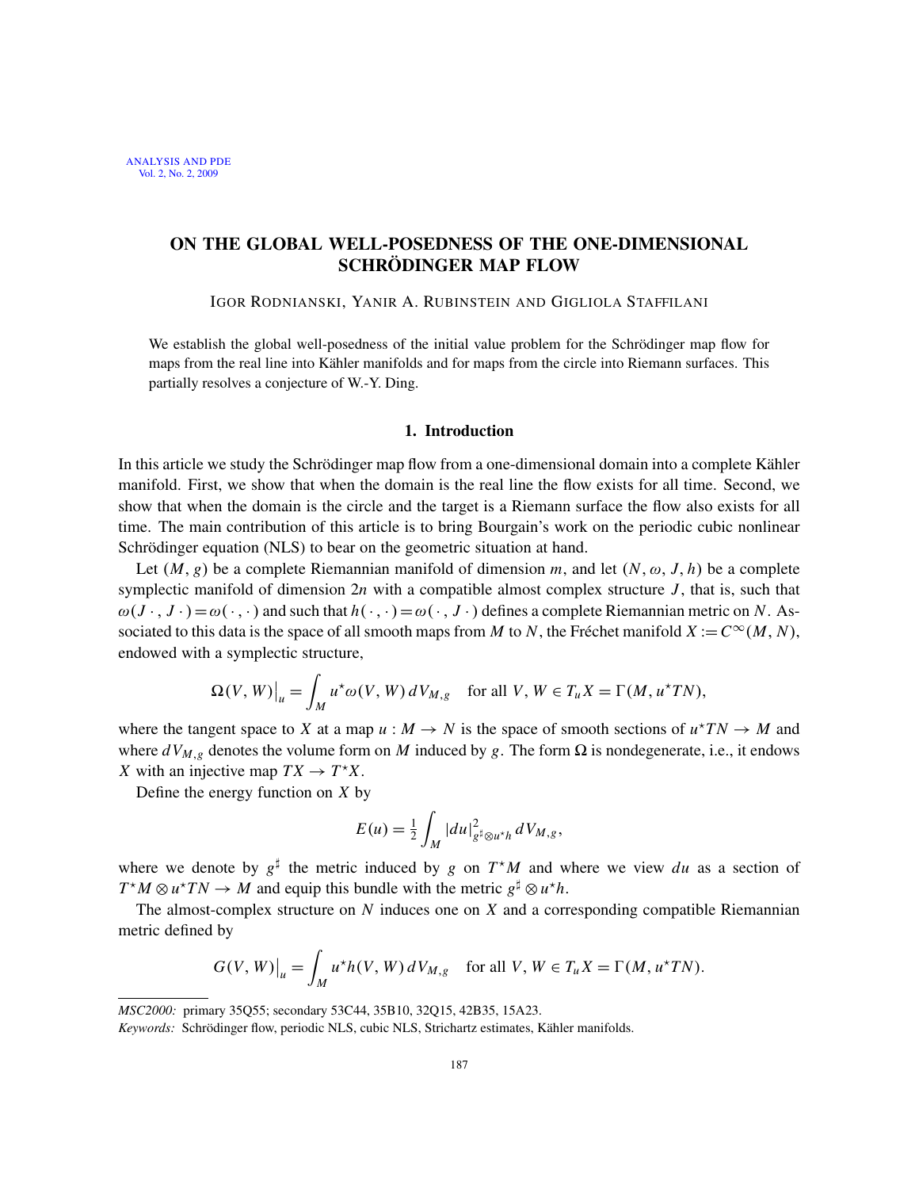# ON THE GLOBAL WELL-POSEDNESS OF THE ONE-DIMENSIONAL SCHRÖDINGER MAP FLOW

IGOR RODNIANSKI, YANIR A. RUBINSTEIN AND GIGLIOLA STAFFILANI

We establish the global well-posedness of the initial value problem for the Schrödinger map flow for maps from the real line into Kähler manifolds and for maps from the circle into Riemann surfaces. This partially resolves a conjecture of W.-Y. Ding.

## 1. Introduction

In this article we study the Schrödinger map flow from a one-dimensional domain into a complete Kähler manifold. First, we show that when the domain is the real line the flow exists for all time. Second, we show that when the domain is the circle and the target is a Riemann surface the flow also exists for all time. The main contribution of this article is to bring Bourgain's work on the periodic cubic nonlinear Schrödinger equation (NLS) to bear on the geometric situation at hand.

Let $(M, g)$ be a complete Riemannian manifold of dimension $m$, and let $(N, \omega, J, h)$ be a complete symplectic manifold of dimension $2n$ with a compatible almost complex structure $J$, that is, such that $\omega(J\,\cdot\,, J\,\cdot\,) = \omega(\,\cdot\,,\,\cdot\,)$ and such that $h(\,\cdot\,,\,\cdot\,) = \omega(\,\cdot\,, J\,\cdot\,)$ defines a complete Riemannian metric on $N$. Associated to this data is the space of all smooth maps from $M$ to $N$, the Fréchet manifold $X := C^\infty(M, N)$, endowed with a symplectic structure,

$$\Omega(V, W)\big|_u = \int_M u^\star\omega(V, W)\, dV_{M,g} \quad \text{for all } V, W \in T_u X = \Gamma(M, u^\star TN),$$

where the tangent space to $X$ at a map $u : M \to N$ is the space of smooth sections of $u^\star TN \to M$ and where $dV_{M,g}$ denotes the volume form on $M$ induced by $g$. The form $\Omega$ is nondegenerate, i.e., it endows $X$ with an injective map $TX \to T^\star X$.

Define the energy function on $X$ by

$$E(u) = \tfrac{1}{2}\int_M |du|^2_{g^\sharp\otimes u^\star h}\, dV_{M,g},$$

where we denote by $g^\sharp$ the metric induced by $g$ on $T^\star M$ and where we view $du$ as a section of $T^\star M \otimes u^\star TN \to M$ and equip this bundle with the metric $g^\sharp \otimes u^\star h$.

The almost-complex structure on $N$ induces one on $X$ and a corresponding compatible Riemannian metric defined by

$$G(V, W)\big|_u = \int_M u^\star h(V, W)\, dV_{M,g} \quad \text{for all } V, W \in T_u X = \Gamma(M, u^\star TN).$$

*MSC2000:* primary 35Q55; secondary 53C44, 35B10, 32Q15, 42B35, 15A23.

*Keywords:* Schrödinger flow, periodic NLS, cubic NLS, Strichartz estimates, Kähler manifolds.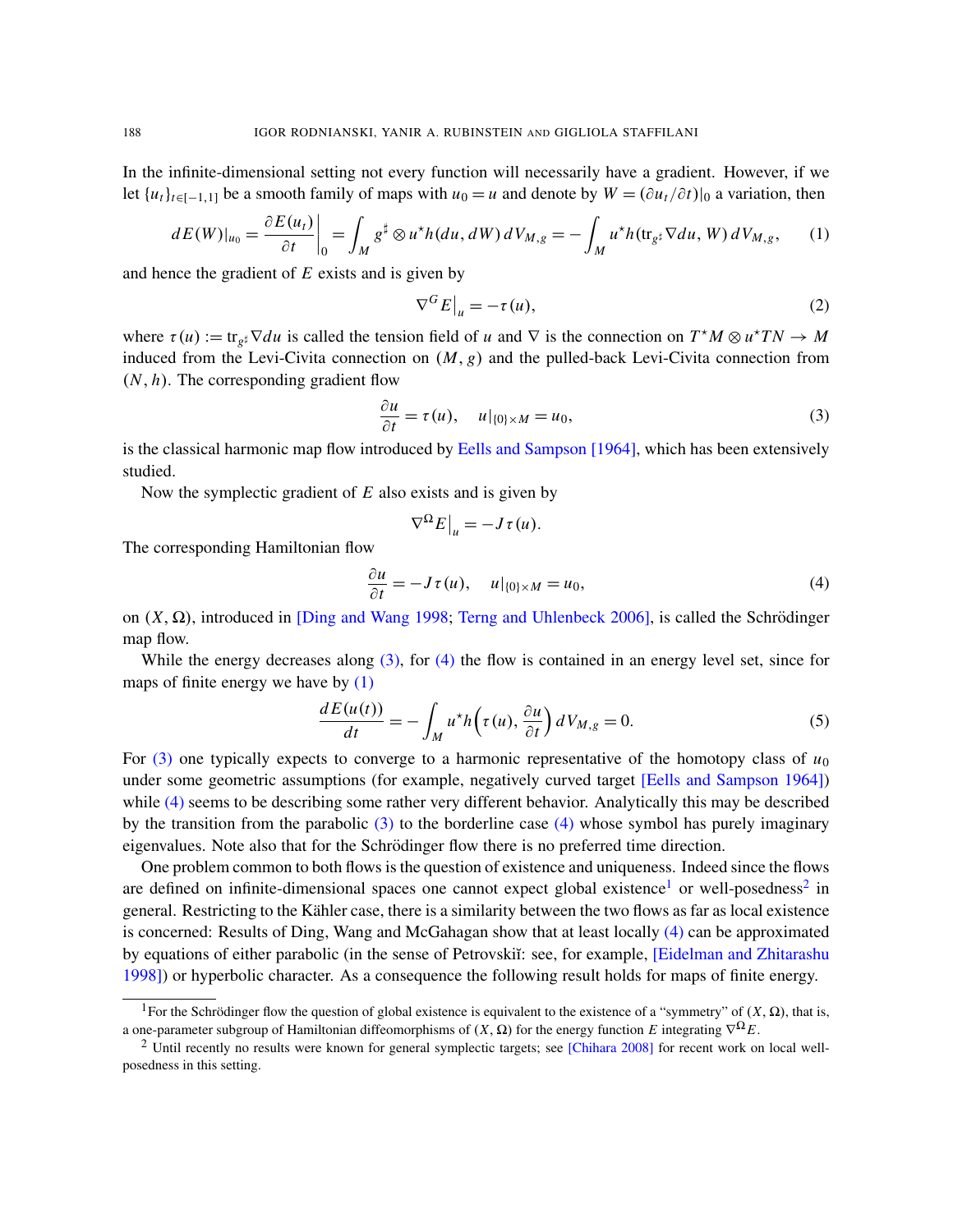In the infinite-dimensional setting not every function will necessarily have a gradient. However, if we let $\{u_t\}_{t\in[-1,1]}$ be a smooth family of maps with $u_0 = u$ and denote by $W = (\partial u_t/\partial t)|_0$ a variation, then

$$dE(W)|_{u_0} = \frac{\partial E(u_t)}{\partial t}\bigg|_0 = \int_M g^\sharp \otimes u^\star h(du, dW)\, dV_{M,g} = -\int_M u^\star h(\mathrm{tr}_{g^\sharp} \nabla du,\, W)\, dV_{M,g}, \tag{1}$$

and hence the gradient of $E$ exists and is given by

$$\nabla^G E\big|_u = -\tau(u), \tag{2}$$

where $\tau(u) := \mathrm{tr}_{g^\sharp} \nabla du$ is called the tension field of $u$ and $\nabla$ is the connection on $T^\star M \otimes u^\star TN \to M$ induced from the Levi-Civita connection on $(M, g)$ and the pulled-back Levi-Civita connection from $(N, h)$. The corresponding gradient flow

$$\frac{\partial u}{\partial t} = \tau(u), \quad u|_{\{0\}\times M} = u_0, \tag{3}$$

is the classical harmonic map flow introduced by Eells and Sampson [1964], which has been extensively studied.

Now the symplectic gradient of $E$ also exists and is given by

$$\nabla^\Omega E\big|_u = -J\tau(u).$$

The corresponding Hamiltonian flow

$$\frac{\partial u}{\partial t} = -J\tau(u), \quad u|_{\{0\}\times M} = u_0, \tag{4}$$

on $(X, \Omega)$, introduced in [Ding and Wang 1998; Terng and Uhlenbeck 2006], is called the Schrödinger map flow.

While the energy decreases along (3), for (4) the flow is contained in an energy level set, since for maps of finite energy we have by (1)

$$\frac{dE(u(t))}{dt} = -\int_M u^\star h\Big(\tau(u), \frac{\partial u}{\partial t}\Big)\, dV_{M,g} = 0. \tag{5}$$

For (3) one typically expects to converge to a harmonic representative of the homotopy class of $u_0$ under some geometric assumptions (for example, negatively curved target [Eells and Sampson 1964]) while (4) seems to be describing some rather very different behavior. Analytically this may be described by the transition from the parabolic (3) to the borderline case (4) whose symbol has purely imaginary eigenvalues. Note also that for the Schrödinger flow there is no preferred time direction.

One problem common to both flows is the question of existence and uniqueness. Indeed since the flows are defined on infinite-dimensional spaces one cannot expect global existence[1] or well-posedness[2] in general. Restricting to the Kähler case, there is a similarity between the two flows as far as local existence is concerned: Results of Ding, Wang and McGahagan show that at least locally (4) can be approximated by equations of either parabolic (in the sense of Petrovskiĭ: see, for example, [Eidelman and Zhitarashu 1998]) or hyperbolic character. As a consequence the following result holds for maps of finite energy.

[1] For the Schrödinger flow the question of global existence is equivalent to the existence of a "symmetry" of $(X, \Omega)$, that is, a one-parameter subgroup of Hamiltonian diffeomorphisms of $(X, \Omega)$ for the energy function $E$ integrating $\nabla^\Omega E$.

[2] Until recently no results were known for general symplectic targets; see [Chihara 2008] for recent work on local well-posedness in this setting.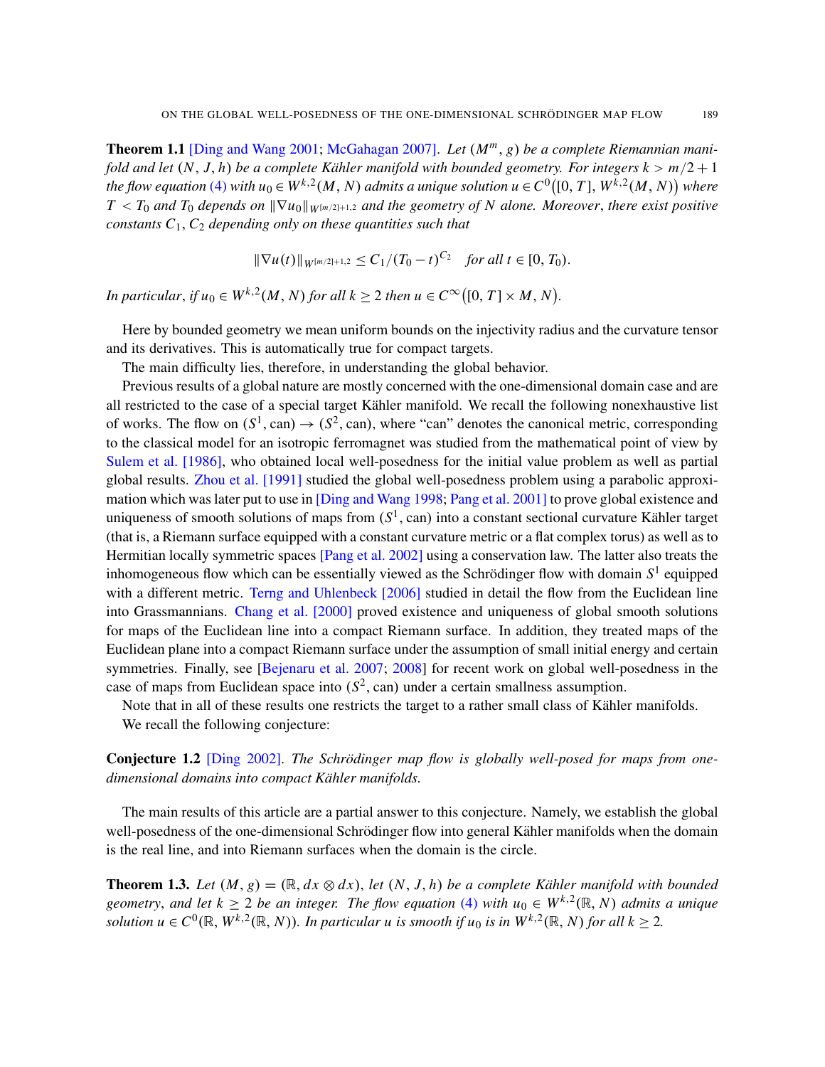**Theorem 1.1** [Ding and Wang 2001; McGahagan 2007]. *Let $(M^m, g)$ be a complete Riemannian manifold and let $(N, J, h)$ be a complete Kähler manifold with bounded geometry. For integers $k > m/2+1$ the flow equation (4) with $u_0 \in W^{k,2}(M, N)$ admits a unique solution $u \in C^0\big([0, T], W^{k,2}(M, N)\big)$ where $T < T_0$ and $T_0$ depends on $\|\nabla u_0\|_{W^{[m/2]+1,2}}$ and the geometry of $N$ alone. Moreover, there exist positive constants $C_1, C_2$ depending only on these quantities such that*

$$\|\nabla u(t)\|_{W^{[m/2]+1,2}} \leq C_1/(T_0 - t)^{C_2} \quad \text{for all } t \in [0, T_0).$$

*In particular, if $u_0 \in W^{k,2}(M, N)$ for all $k \geq 2$ then $u \in C^\infty\big([0, T] \times M, N\big)$.*

Here by bounded geometry we mean uniform bounds on the injectivity radius and the curvature tensor and its derivatives. This is automatically true for compact targets.

The main difficulty lies, therefore, in understanding the global behavior.

Previous results of a global nature are mostly concerned with the one-dimensional domain case and are all restricted to the case of a special target Kähler manifold. We recall the following nonexhaustive list of works. The flow on $(S^1, \text{can}) \to (S^2, \text{can})$, where "can" denotes the canonical metric, corresponding to the classical model for an isotropic ferromagnet was studied from the mathematical point of view by Sulem et al. [1986], who obtained local well-posedness for the initial value problem as well as partial global results. Zhou et al. [1991] studied the global well-posedness problem using a parabolic approximation which was later put to use in [Ding and Wang 1998; Pang et al. 2001] to prove global existence and uniqueness of smooth solutions of maps from $(S^1, \text{can})$ into a constant sectional curvature Kähler target (that is, a Riemann surface equipped with a constant curvature metric or a flat complex torus) as well as to Hermitian locally symmetric spaces [Pang et al. 2002] using a conservation law. The latter also treats the inhomogeneous flow which can be essentially viewed as the Schrödinger flow with domain $S^1$ equipped with a different metric. Terng and Uhlenbeck [2006] studied in detail the flow from the Euclidean line into Grassmannians. Chang et al. [2000] proved existence and uniqueness of global smooth solutions for maps of the Euclidean line into a compact Riemann surface. In addition, they treated maps of the Euclidean plane into a compact Riemann surface under the assumption of small initial energy and certain symmetries. Finally, see [Bejenaru et al. 2007; 2008] for recent work on global well-posedness in the case of maps from Euclidean space into $(S^2, \text{can})$ under a certain smallness assumption.

Note that in all of these results one restricts the target to a rather small class of Kähler manifolds.

We recall the following conjecture:

**Conjecture 1.2** [Ding 2002]. *The Schrödinger map flow is globally well-posed for maps from one-dimensional domains into compact Kähler manifolds.*

The main results of this article are a partial answer to this conjecture. Namely, we establish the global well-posedness of the one-dimensional Schrödinger flow into general Kähler manifolds when the domain is the real line, and into Riemann surfaces when the domain is the circle.

**Theorem 1.3.** *Let $(M, g) = (\mathbb{R}, dx \otimes dx)$, let $(N, J, h)$ be a complete Kähler manifold with bounded geometry, and let $k \geq 2$ be an integer. The flow equation (4) with $u_0 \in W^{k,2}(\mathbb{R}, N)$ admits a unique solution $u \in C^0(\mathbb{R}, W^{k,2}(\mathbb{R}, N))$. In particular $u$ is smooth if $u_0$ is in $W^{k,2}(\mathbb{R}, N)$ for all $k \geq 2$.*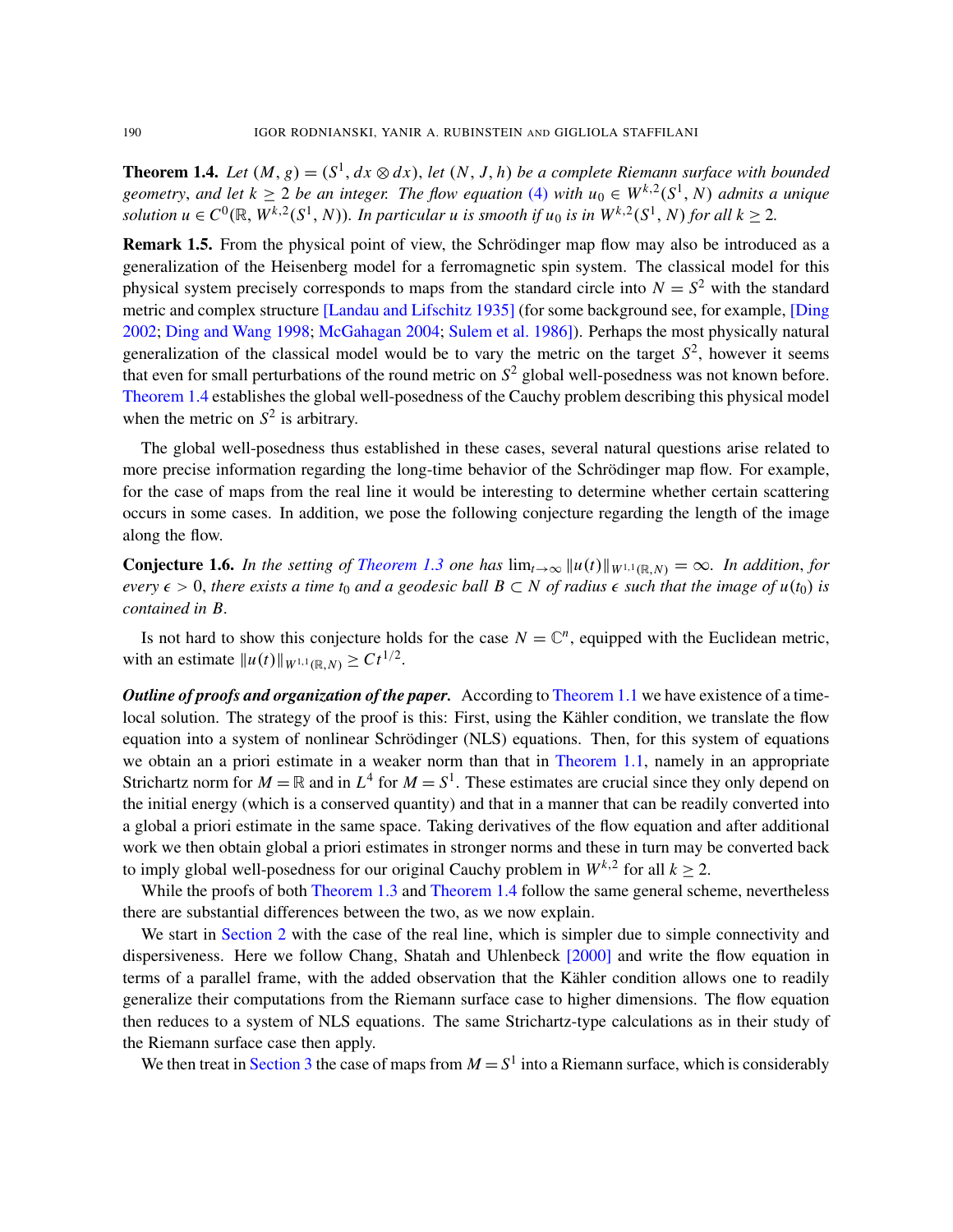**Theorem 1.4.** *Let $(M, g) = (S^1, dx \otimes dx)$, let $(N, J, h)$ be a complete Riemann surface with bounded geometry, and let $k \geq 2$ be an integer. The flow equation (4) with $u_0 \in W^{k,2}(S^1, N)$ admits a unique solution $u \in C^0(\mathbb{R}, W^{k,2}(S^1, N))$. In particular $u$ is smooth if $u_0$ is in $W^{k,2}(S^1, N)$ for all $k \geq 2$.*

**Remark 1.5.** From the physical point of view, the Schrödinger map flow may also be introduced as a generalization of the Heisenberg model for a ferromagnetic spin system. The classical model for this physical system precisely corresponds to maps from the standard circle into $N = S^2$ with the standard metric and complex structure [Landau and Lifschitz 1935] (for some background see, for example, [Ding 2002; Ding and Wang 1998; McGahagan 2004; Sulem et al. 1986]). Perhaps the most physically natural generalization of the classical model would be to vary the metric on the target $S^2$, however it seems that even for small perturbations of the round metric on $S^2$ global well-posedness was not known before. Theorem 1.4 establishes the global well-posedness of the Cauchy problem describing this physical model when the metric on $S^2$ is arbitrary.

The global well-posedness thus established in these cases, several natural questions arise related to more precise information regarding the long-time behavior of the Schrödinger map flow. For example, for the case of maps from the real line it would be interesting to determine whether certain scattering occurs in some cases. In addition, we pose the following conjecture regarding the length of the image along the flow.

**Conjecture 1.6.** *In the setting of Theorem 1.3 one has $\lim_{t\to\infty} \|u(t)\|_{W^{1,1}(\mathbb{R},N)} = \infty$. In addition, for every $\epsilon > 0$, there exists a time $t_0$ and a geodesic ball $B \subset N$ of radius $\epsilon$ such that the image of $u(t_0)$ is contained in $B$.*

Is not hard to show this conjecture holds for the case $N = \mathbb{C}^n$, equipped with the Euclidean metric, with an estimate $\|u(t)\|_{W^{1,1}(\mathbb{R},N)} \geq Ct^{1/2}$.

***Outline of proofs and organization of the paper.*** According to Theorem 1.1 we have existence of a time-local solution. The strategy of the proof is this: First, using the Kähler condition, we translate the flow equation into a system of nonlinear Schrödinger (NLS) equations. Then, for this system of equations we obtain an a priori estimate in a weaker norm than that in Theorem 1.1, namely in an appropriate Strichartz norm for $M = \mathbb{R}$ and in $L^4$ for $M = S^1$. These estimates are crucial since they only depend on the initial energy (which is a conserved quantity) and that in a manner that can be readily converted into a global a priori estimate in the same space. Taking derivatives of the flow equation and after additional work we then obtain global a priori estimates in stronger norms and these in turn may be converted back to imply global well-posedness for our original Cauchy problem in $W^{k,2}$ for all $k \geq 2$.

While the proofs of both Theorem 1.3 and Theorem 1.4 follow the same general scheme, nevertheless there are substantial differences between the two, as we now explain.

We start in Section 2 with the case of the real line, which is simpler due to simple connectivity and dispersiveness. Here we follow Chang, Shatah and Uhlenbeck [2000] and write the flow equation in terms of a parallel frame, with the added observation that the Kähler condition allows one to readily generalize their computations from the Riemann surface case to higher dimensions. The flow equation then reduces to a system of NLS equations. The same Strichartz-type calculations as in their study of the Riemann surface case then apply.

We then treat in Section 3 the case of maps from $M = S^1$ into a Riemann surface, which is considerably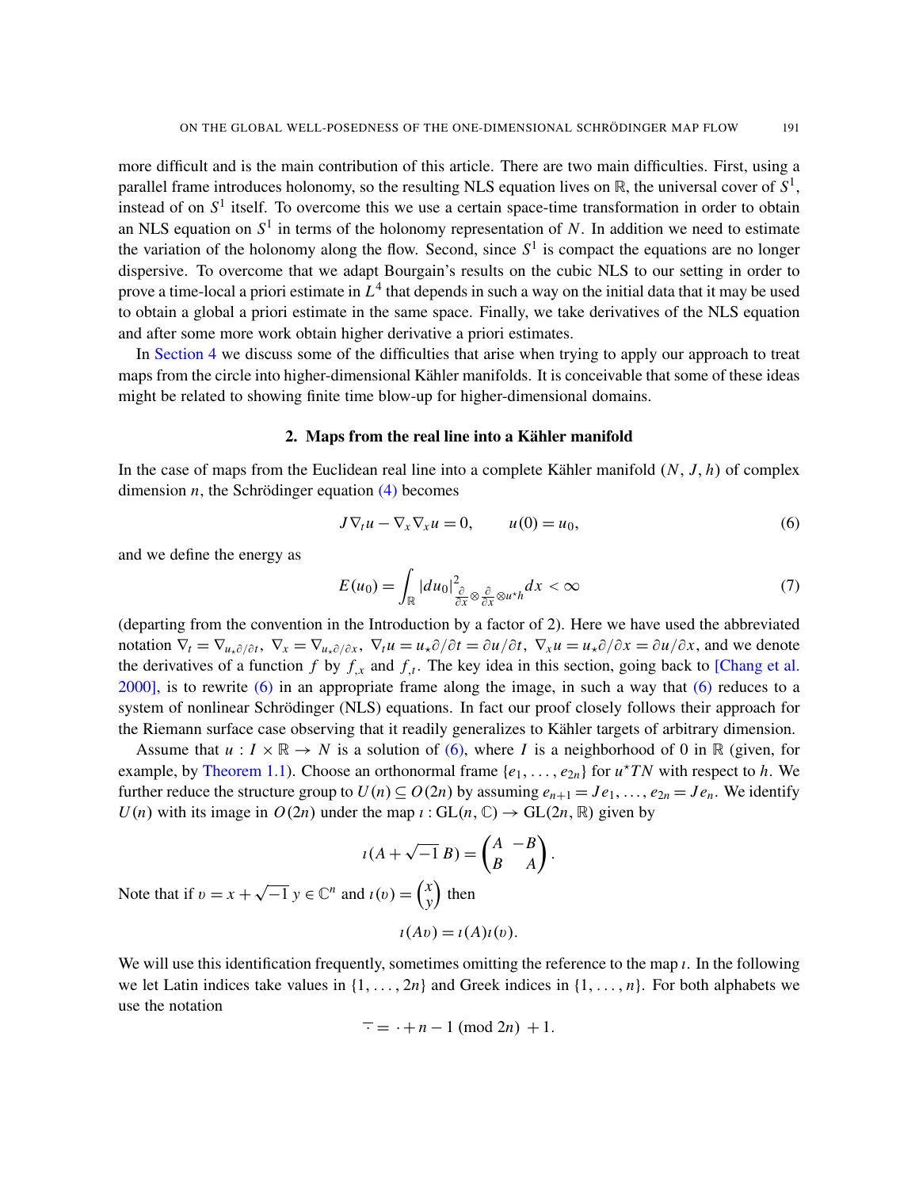more difficult and is the main contribution of this article. There are two main difficulties. First, using a parallel frame introduces holonomy, so the resulting NLS equation lives on $\mathbb{R}$, the universal cover of $S^1$, instead of on $S^1$ itself. To overcome this we use a certain space-time transformation in order to obtain an NLS equation on $S^1$ in terms of the holonomy representation of $N$. In addition we need to estimate the variation of the holonomy along the flow. Second, since $S^1$ is compact the equations are no longer dispersive. To overcome that we adapt Bourgain's results on the cubic NLS to our setting in order to prove a time-local a priori estimate in $L^4$ that depends in such a way on the initial data that it may be used to obtain a global a priori estimate in the same space. Finally, we take derivatives of the NLS equation and after some more work obtain higher derivative a priori estimates.

In Section 4 we discuss some of the difficulties that arise when trying to apply our approach to treat maps from the circle into higher-dimensional Kähler manifolds. It is conceivable that some of these ideas might be related to showing finite time blow-up for higher-dimensional domains.

## 2. Maps from the real line into a Kähler manifold

In the case of maps from the Euclidean real line into a complete Kähler manifold $(N, J, h)$ of complex dimension $n$, the Schrödinger equation (4) becomes

$$J\nabla_t u - \nabla_x \nabla_x u = 0, \qquad u(0) = u_0, \tag{6}$$

and we define the energy as

$$E(u_0) = \int_{\mathbb{R}} |du_0|^2_{\frac{\partial}{\partial x}\otimes\frac{\partial}{\partial x}\otimes u^\star h}\, dx < \infty \tag{7}$$

(departing from the convention in the Introduction by a factor of 2). Here we have used the abbreviated notation $\nabla_t = \nabla_{u_\star \partial/\partial t}$, $\nabla_x = \nabla_{u_\star \partial/\partial x}$, $\nabla_t u = u_\star \partial/\partial t = \partial u/\partial t$, $\nabla_x u = u_\star \partial/\partial x = \partial u/\partial x$, and we denote the derivatives of a function $f$ by $f_{,x}$ and $f_{,t}$. The key idea in this section, going back to [Chang et al. 2000], is to rewrite (6) in an appropriate frame along the image, in such a way that (6) reduces to a system of nonlinear Schrödinger (NLS) equations. In fact our proof closely follows their approach for the Riemann surface case observing that it readily generalizes to Kähler targets of arbitrary dimension.

Assume that $u : I \times \mathbb{R} \to N$ is a solution of (6), where $I$ is a neighborhood of 0 in $\mathbb{R}$ (given, for example, by Theorem 1.1). Choose an orthonormal frame $\{e_1, \dots, e_{2n}\}$ for $u^\star TN$ with respect to $h$. We further reduce the structure group to $U(n) \subseteq O(2n)$ by assuming $e_{n+1} = Je_1, \dots, e_{2n} = Je_n$. We identify $U(n)$ with its image in $O(2n)$ under the map $\imath : \mathrm{GL}(n, \mathbb{C}) \to \mathrm{GL}(2n, \mathbb{R})$ given by

$$\imath(A + \sqrt{-1}\, B) = \begin{pmatrix} A & -B \\ B & A \end{pmatrix}.$$

Note that if $v = x + \sqrt{-1}\, y \in \mathbb{C}^n$ and $\imath(v) = \begin{pmatrix} x \\ y \end{pmatrix}$ then

$$\imath(Av) = \imath(A)\imath(v).$$

We will use this identification frequently, sometimes omitting the reference to the map $\imath$. In the following we let Latin indices take values in $\{1, \dots, 2n\}$ and Greek indices in $\{1, \dots, n\}$. For both alphabets we use the notation

$$\overline{\cdot} = \cdot + n - 1 \pmod{2n} + 1.$$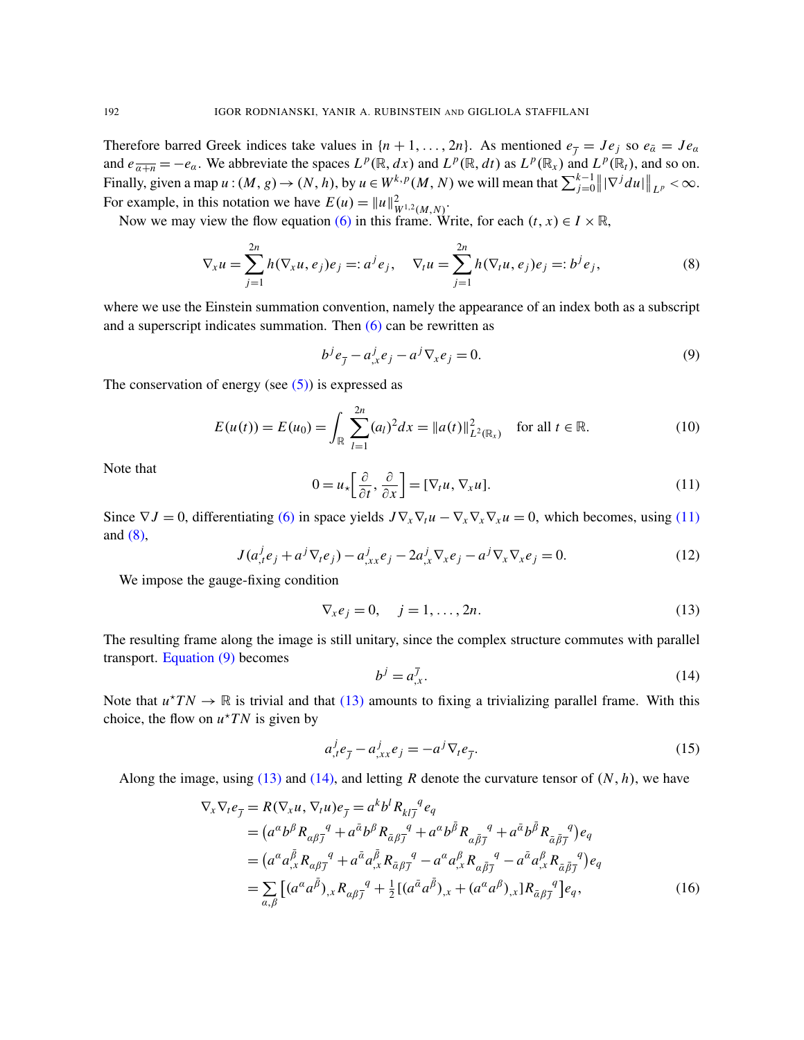Therefore barred Greek indices take values in $\{n+1, \dots, 2n\}$. As mentioned $e_{\bar{j}} = Je_j$ so $e_{\bar{\alpha}} = Je_\alpha$ and $e_{\overline{\alpha+n}} = -e_\alpha$. We abbreviate the spaces $L^p(\mathbb{R}, dx)$ and $L^p(\mathbb{R}, dt)$ as $L^p(\mathbb{R}_x)$ and $L^p(\mathbb{R}_t)$, and so on. Finally, given a map $u : (M, g) \to (N, h)$, by $u \in W^{k,p}(M, N)$ we will mean that $\sum_{j=0}^{k-1} \big\| |\nabla^j du| \big\|_{L^p} < \infty$. For example, in this notation we have $E(u) = \|u\|^2_{W^{1,2}(M,N)}$.

Now we may view the flow equation (6) in this frame. Write, for each $(t, x) \in I \times \mathbb{R}$,

$$\nabla_x u = \sum_{j=1}^{2n} h(\nabla_x u, e_j) e_j =: a^j e_j, \quad \nabla_t u = \sum_{j=1}^{2n} h(\nabla_t u, e_j) e_j =: b^j e_j, \tag{8}$$

where we use the Einstein summation convention, namely the appearance of an index both as a subscript and a superscript indicates summation. Then (6) can be rewritten as

$$b^j e_{\bar{j}} - a^j_{,x} e_j - a^j \nabla_x e_j = 0. \tag{9}$$

The conservation of energy (see (5)) is expressed as

$$E(u(t)) = E(u_0) = \int_{\mathbb{R}} \sum_{l=1}^{2n} (a_l)^2 dx = \|a(t)\|^2_{L^2(\mathbb{R}_x)} \quad \text{for all } t \in \mathbb{R}. \tag{10}$$

Note that

$$0 = u_\star \Big[ \frac{\partial}{\partial t}, \frac{\partial}{\partial x} \Big] = [\nabla_t u, \nabla_x u]. \tag{11}$$

Since $\nabla J = 0$, differentiating (6) in space yields $J \nabla_x \nabla_t u - \nabla_x \nabla_x \nabla_x u = 0$, which becomes, using (11) and (8),

$$J(a^j_{,t} e_j + a^j \nabla_t e_j) - a^j_{,xx} e_j - 2a^j_{,x} \nabla_x e_j - a^j \nabla_x \nabla_x e_j = 0. \tag{12}$$

We impose the gauge-fixing condition

$$\nabla_x e_j = 0, \quad j = 1, \dots, 2n. \tag{13}$$

The resulting frame along the image is still unitary, since the complex structure commutes with parallel transport. Equation (9) becomes

$$b^j = a^{\bar{j}}_{,x}. \tag{14}$$

Note that $u^\star TN \to \mathbb{R}$ is trivial and that (13) amounts to fixing a trivializing parallel frame. With this choice, the flow on $u^\star TN$ is given by

$$a^j_{,t} e_{\bar{j}} - a^j_{,xx} e_j = -a^j \nabla_t e_{\bar{j}}. \tag{15}$$

Along the image, using (13) and (14), and letting $R$ denote the curvature tensor of $(N, h)$, we have

$$\begin{aligned}
\nabla_x \nabla_t e_{\bar{j}} &= R(\nabla_x u, \nabla_t u) e_{\bar{j}} = a^k b^l R_{kl\bar{j}}{}^q e_q \\
&= \big( a^\alpha b^\beta R_{\alpha\beta\bar{j}}{}^q + a^{\bar{\alpha}} b^\beta R_{\bar{\alpha}\beta\bar{j}}{}^q + a^\alpha b^{\bar{\beta}} R_{\alpha\bar{\beta}\bar{j}}{}^q + a^{\bar{\alpha}} b^{\bar{\beta}} R_{\bar{\alpha}\bar{\beta}\bar{j}}{}^q \big) e_q \\
&= \big( a^\alpha a^{\bar{\beta}}_{,x} R_{\alpha\beta\bar{j}}{}^q + a^{\bar{\alpha}} a^{\bar{\beta}}_{,x} R_{\bar{\alpha}\beta\bar{j}}{}^q - a^\alpha a^\beta_{,x} R_{\alpha\bar{\beta}\bar{j}}{}^q - a^{\bar{\alpha}} a^\beta_{,x} R_{\bar{\alpha}\bar{\beta}\bar{j}}{}^q \big) e_q \\
&= \sum_{\alpha,\beta} \big[ (a^\alpha a^{\bar{\beta}})_{,x} R_{\alpha\beta\bar{j}}{}^q + \tfrac{1}{2} [(a^{\bar{\alpha}} a^{\bar{\beta}})_{,x} + (a^\alpha a^\beta)_{,x}] R_{\bar{\alpha}\beta\bar{j}}{}^q \big] e_q,
\end{aligned} \tag{16}$$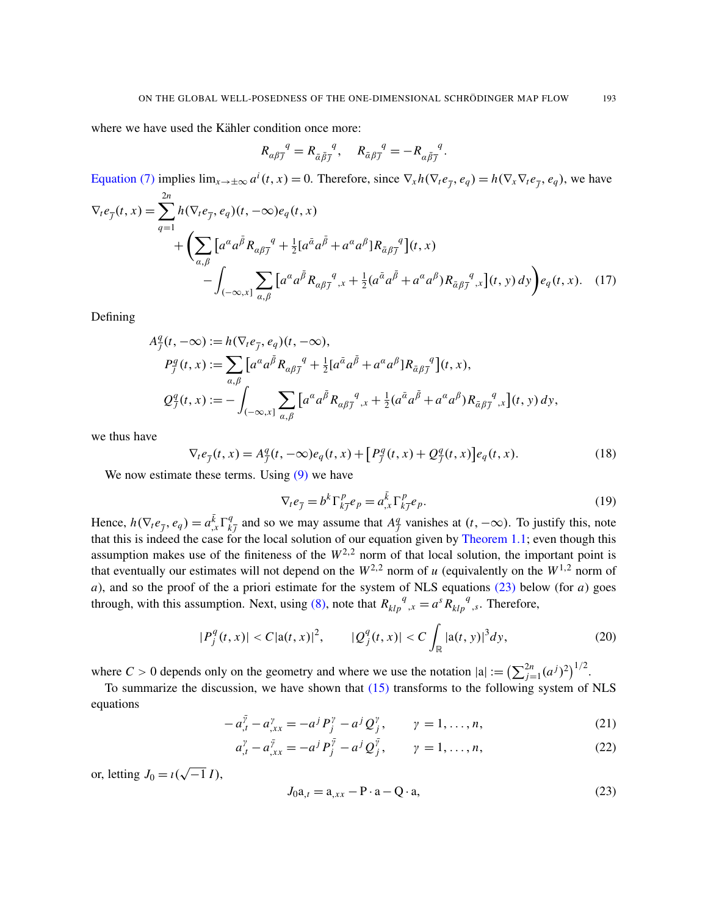where we have used the Kähler condition once more:

$$R_{\alpha\beta\bar{\jmath}}{}^{q} = R_{\bar{\alpha}\beta\bar{\jmath}}{}^{q}, \quad R_{\bar{\alpha}\beta\bar{\jmath}}{}^{q} = -R_{\alpha\bar{\beta}\bar{\jmath}}{}^{q}.$$

Equation (7) implies $\lim_{x\to\pm\infty} a^i(t,x) = 0$. Therefore, since $\nabla_x h(\nabla_t e_{\bar{\jmath}}, e_q) = h(\nabla_x \nabla_t e_{\bar{\jmath}}, e_q)$, we have

$$\begin{aligned}\nabla_t e_{\bar{\jmath}}(t,x) = \sum_{q=1}^{2n} & h(\nabla_t e_{\bar{\jmath}}, e_q)(t,-\infty) e_q(t,x) \\ &+ \Bigg( \sum_{\alpha,\beta} \big[ a^\alpha a^{\bar{\beta}} R_{\alpha\beta\bar{\jmath}}{}^{q} + \tfrac{1}{2}[a^{\bar{\alpha}} a^{\bar{\beta}} + a^\alpha a^\beta] R_{\bar{\alpha}\beta\bar{\jmath}}{}^{q} \big](t,x) \\ &\quad - \int_{(-\infty,x]} \sum_{\alpha,\beta} \big[ a^\alpha a^{\bar{\beta}} R_{\alpha\beta\bar{\jmath}}{}^{q}{}_{,x} + \tfrac{1}{2}(a^{\bar{\alpha}} a^{\bar{\beta}} + a^\alpha a^\beta) R_{\bar{\alpha}\beta\bar{\jmath}}{}^{q}{}_{,x} \big](t,y)\, dy \Bigg) e_q(t,x). \end{aligned} \tag{17}$$

Defining

$$\begin{aligned} A^q_{\bar{\jmath}}(t,-\infty) &:= h(\nabla_t e_{\bar{\jmath}}, e_q)(t,-\infty), \\ P^q_{\bar{\jmath}}(t,x) &:= \sum_{\alpha,\beta} \big[ a^\alpha a^{\bar{\beta}} R_{\alpha\beta\bar{\jmath}}{}^{q} + \tfrac{1}{2}[a^{\bar{\alpha}} a^{\bar{\beta}} + a^\alpha a^\beta] R_{\bar{\alpha}\beta\bar{\jmath}}{}^{q} \big](t,x), \\ Q^q_{\bar{\jmath}}(t,x) &:= -\int_{(-\infty,x]} \sum_{\alpha,\beta} \big[ a^\alpha a^{\bar{\beta}} R_{\alpha\beta\bar{\jmath}}{}^{q}{}_{,x} + \tfrac{1}{2}(a^{\bar{\alpha}} a^{\bar{\beta}} + a^\alpha a^\beta) R_{\bar{\alpha}\beta\bar{\jmath}}{}^{q}{}_{,x} \big](t,y)\, dy, \end{aligned}$$

we thus have

$$\nabla_t e_{\bar{\jmath}}(t,x) = A^q_{\bar{\jmath}}(t,-\infty) e_q(t,x) + \big[ P^q_{\bar{\jmath}}(t,x) + Q^q_{\bar{\jmath}}(t,x) \big] e_q(t,x). \tag{18}$$

We now estimate these terms. Using (9) we have

$$\nabla_t e_{\bar{\jmath}} = b^k \Gamma^p_{k\bar{\jmath}} e_p = a^{\bar{k}}_{,x} \Gamma^p_{k\bar{\jmath}} e_p. \tag{19}$$

Hence, $h(\nabla_t e_{\bar{\jmath}}, e_q) = a^{\bar{k}}_{,x} \Gamma^q_{k\bar{\jmath}}$ and so we may assume that $A^q_{\bar{\jmath}}$ vanishes at $(t,-\infty)$. To justify this, note that this is indeed the case for the local solution of our equation given by Theorem 1.1; even though this assumption makes use of the finiteness of the $W^{2,2}$ norm of that local solution, the important point is that eventually our estimates will not depend on the $W^{2,2}$ norm of $u$ (equivalently on the $W^{1,2}$ norm of $a$), and so the proof of the a priori estimate for the system of NLS equations (23) below (for $a$) goes through, with this assumption. Next, using (8), note that $R_{klp}{}^{q}{}_{,x} = a^s R_{klp}{}^{q}{}_{,s}$. Therefore,

$$|P^q_j(t,x)| < C|\mathrm{a}(t,x)|^2, \qquad |Q^q_j(t,x)| < C \int_{\mathbb{R}} |\mathrm{a}(t,y)|^3 dy, \tag{20}$$

where $C > 0$ depends only on the geometry and where we use the notation $|\mathrm{a}| := \big(\sum_{j=1}^{2n} (a^j)^2\big)^{1/2}$.

To summarize the discussion, we have shown that (15) transforms to the following system of NLS equations

$$-a^{\bar{\gamma}}_{,t} - a^{\gamma}_{,xx} = -a^j P^{\gamma}_j - a^j Q^{\gamma}_j, \qquad \gamma = 1, \ldots, n, \tag{21}$$

$$a^{\gamma}_{,t} - a^{\bar{\gamma}}_{,xx} = -a^j P^{\bar{\gamma}}_j - a^j Q^{\bar{\gamma}}_j, \qquad \gamma = 1, \ldots, n, \tag{22}$$

or, letting $J_0 = \imath(\sqrt{-1}\, I)$,

$$J_0 \mathrm{a}_{,t} = \mathrm{a}_{,xx} - \mathrm{P} \cdot \mathrm{a} - \mathrm{Q} \cdot \mathrm{a}, \tag{23}$$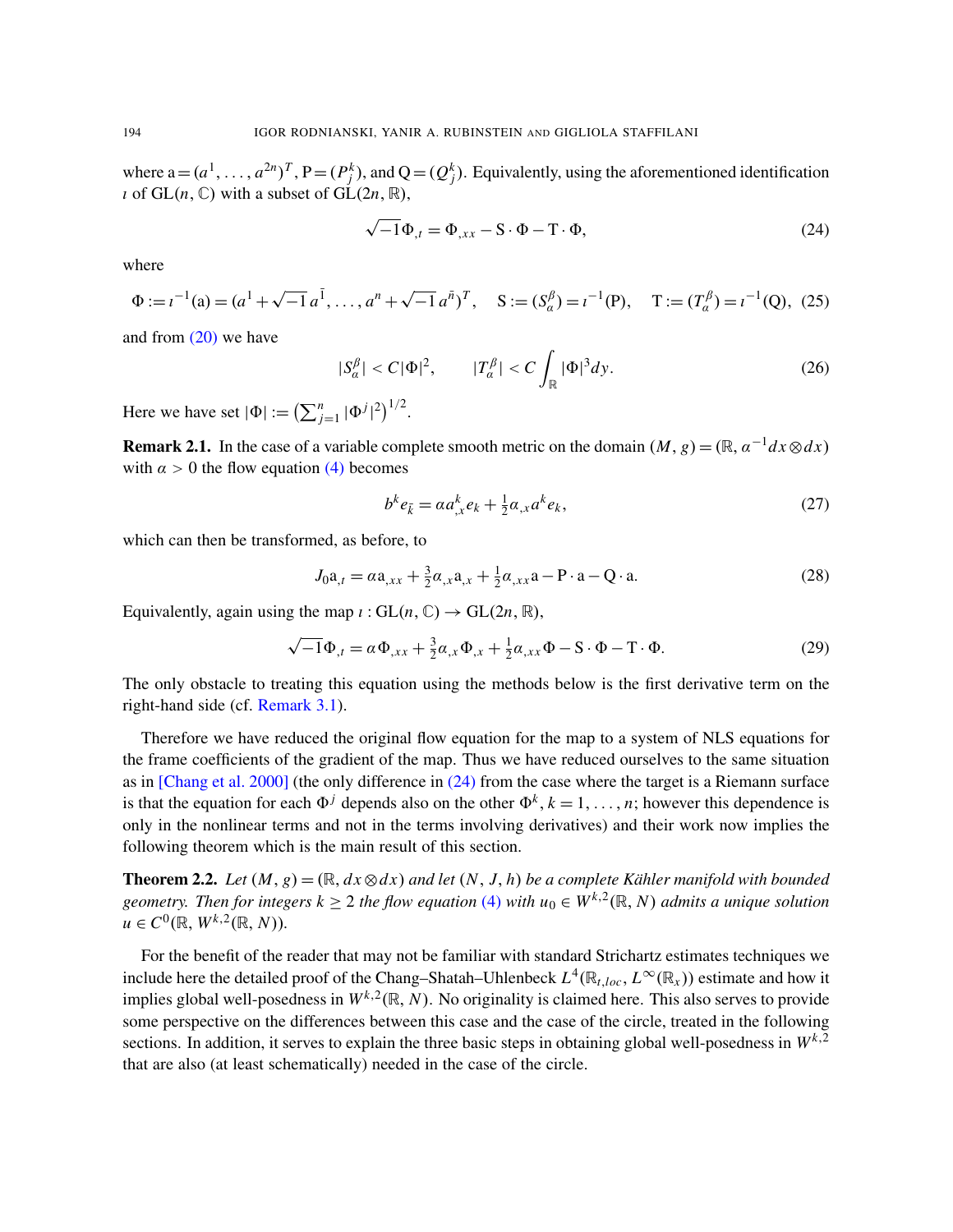where $\mathrm{a} = (a^1, \ldots, a^{2n})^T$, $\mathrm{P} = (P^k_j)$, and $\mathrm{Q} = (Q^k_j)$. Equivalently, using the aforementioned identification $\iota$ of $\mathrm{GL}(n, \mathbb{C})$ with a subset of $\mathrm{GL}(2n, \mathbb{R})$,

$$\sqrt{-1}\Phi_{,t} = \Phi_{,xx} - \mathrm{S} \cdot \Phi - \mathrm{T} \cdot \Phi, \tag{24}$$

where

$$\Phi := \iota^{-1}(\mathrm{a}) = (a^1 + \sqrt{-1}\, a^{\bar{1}}, \ldots, a^n + \sqrt{-1}\, a^{\bar{n}})^T, \quad \mathrm{S} := (S^\beta_\alpha) = \iota^{-1}(\mathrm{P}), \quad \mathrm{T} := (T^\beta_\alpha) = \iota^{-1}(\mathrm{Q}), \tag{25}$$

and from (20) we have

$$|S^\beta_\alpha| < C|\Phi|^2, \qquad |T^\beta_\alpha| < C \int_{\mathbb{R}} |\Phi|^3 dy. \tag{26}$$

Here we have set $|\Phi| := \big(\sum_{j=1}^n |\Phi^j|^2\big)^{1/2}$.

**Remark 2.1.** In the case of a variable complete smooth metric on the domain $(M, g) = (\mathbb{R}, \alpha^{-1} dx \otimes dx)$ with $\alpha > 0$ the flow equation (4) becomes

$$b^k e_{\bar{k}} = \alpha a^k_{,x} e_k + \tfrac{1}{2}\alpha_{,x} a^k e_k, \tag{27}$$

which can then be transformed, as before, to

$$J_0 \mathrm{a}_{,t} = \alpha \mathrm{a}_{,xx} + \tfrac{3}{2}\alpha_{,x} \mathrm{a}_{,x} + \tfrac{1}{2}\alpha_{,xx} \mathrm{a} - \mathrm{P} \cdot \mathrm{a} - \mathrm{Q} \cdot \mathrm{a}. \tag{28}$$

Equivalently, again using the map $\iota : \mathrm{GL}(n, \mathbb{C}) \to \mathrm{GL}(2n, \mathbb{R})$,

$$\sqrt{-1}\Phi_{,t} = \alpha \Phi_{,xx} + \tfrac{3}{2}\alpha_{,x} \Phi_{,x} + \tfrac{1}{2}\alpha_{,xx} \Phi - \mathrm{S} \cdot \Phi - \mathrm{T} \cdot \Phi. \tag{29}$$

The only obstacle to treating this equation using the methods below is the first derivative term on the right-hand side (cf. Remark 3.1).

Therefore we have reduced the original flow equation for the map to a system of NLS equations for the frame coefficients of the gradient of the map. Thus we have reduced ourselves to the same situation as in [Chang et al. 2000] (the only difference in (24) from the case where the target is a Riemann surface is that the equation for each $\Phi^j$ depends also on the other $\Phi^k$, $k = 1, \ldots, n$; however this dependence is only in the nonlinear terms and not in the terms involving derivatives) and their work now implies the following theorem which is the main result of this section.

**Theorem 2.2.** *Let $(M, g) = (\mathbb{R}, dx \otimes dx)$ and let $(N, J, h)$ be a complete Kähler manifold with bounded geometry. Then for integers $k \geq 2$ the flow equation (4) with $u_0 \in W^{k,2}(\mathbb{R}, N)$ admits a unique solution $u \in C^0(\mathbb{R}, W^{k,2}(\mathbb{R}, N))$.*

For the benefit of the reader that may not be familiar with standard Strichartz estimates techniques we include here the detailed proof of the Chang–Shatah–Uhlenbeck $L^4(\mathbb{R}_{t,loc}, L^\infty(\mathbb{R}_x))$ estimate and how it implies global well-posedness in $W^{k,2}(\mathbb{R}, N)$. No originality is claimed here. This also serves to provide some perspective on the differences between this case and the case of the circle, treated in the following sections. In addition, it serves to explain the three basic steps in obtaining global well-posedness in $W^{k,2}$ that are also (at least schematically) needed in the case of the circle.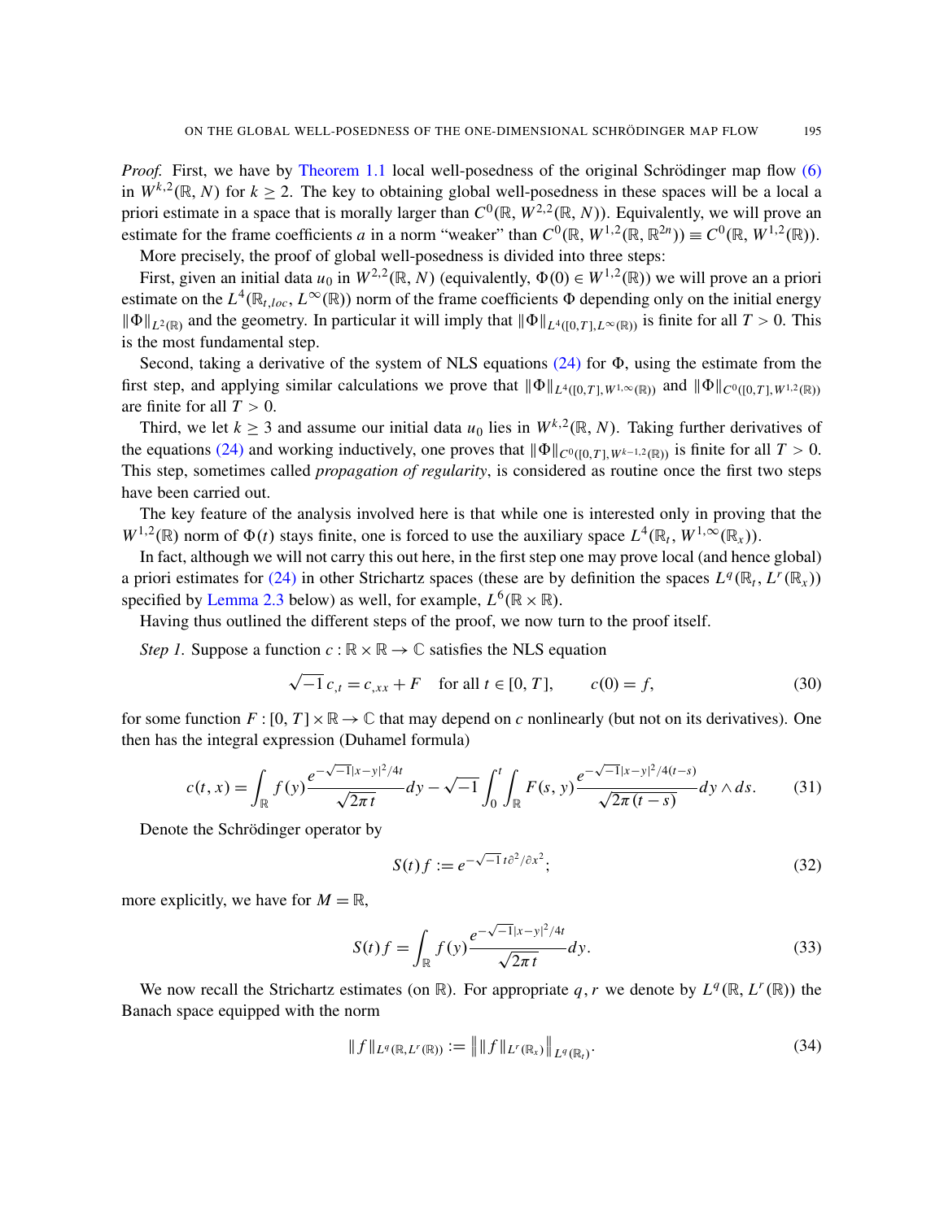*Proof.* First, we have by Theorem 1.1 local well-posedness of the original Schrödinger map flow (6) in $W^{k,2}(\mathbb{R}, N)$ for $k \geq 2$. The key to obtaining global well-posedness in these spaces will be a local a priori estimate in a space that is morally larger than $C^0(\mathbb{R}, W^{2,2}(\mathbb{R}, N))$. Equivalently, we will prove an estimate for the frame coefficients $a$ in a norm "weaker" than $C^0(\mathbb{R}, W^{1,2}(\mathbb{R}, \mathbb{R}^{2n})) \equiv C^0(\mathbb{R}, W^{1,2}(\mathbb{R}))$.

More precisely, the proof of global well-posedness is divided into three steps:

First, given an initial data $u_0$ in $W^{2,2}(\mathbb{R}, N)$ (equivalently, $\Phi(0) \in W^{1,2}(\mathbb{R})$) we will prove an a priori estimate on the $L^4(\mathbb{R}_{t,loc}, L^\infty(\mathbb{R}))$ norm of the frame coefficients $\Phi$ depending only on the initial energy $\|\Phi\|_{L^2(\mathbb{R})}$ and the geometry. In particular it will imply that $\|\Phi\|_{L^4([0,T],L^\infty(\mathbb{R}))}$ is finite for all $T > 0$. This is the most fundamental step.

Second, taking a derivative of the system of NLS equations (24) for $\Phi$, using the estimate from the first step, and applying similar calculations we prove that $\|\Phi\|_{L^4([0,T],W^{1,\infty}(\mathbb{R}))}$ and $\|\Phi\|_{C^0([0,T],W^{1,2}(\mathbb{R}))}$ are finite for all $T > 0$.

Third, we let $k \geq 3$ and assume our initial data $u_0$ lies in $W^{k,2}(\mathbb{R}, N)$. Taking further derivatives of the equations (24) and working inductively, one proves that $\|\Phi\|_{C^0([0,T],W^{k-1,2}(\mathbb{R}))}$ is finite for all $T > 0$. This step, sometimes called *propagation of regularity*, is considered as routine once the first two steps have been carried out.

The key feature of the analysis involved here is that while one is interested only in proving that the $W^{1,2}(\mathbb{R})$ norm of $\Phi(t)$ stays finite, one is forced to use the auxiliary space $L^4(\mathbb{R}_t, W^{1,\infty}(\mathbb{R}_x))$.

In fact, although we will not carry this out here, in the first step one may prove local (and hence global) a priori estimates for (24) in other Strichartz spaces (these are by definition the spaces $L^q(\mathbb{R}_t, L^r(\mathbb{R}_x))$ specified by Lemma 2.3 below) as well, for example, $L^6(\mathbb{R} \times \mathbb{R})$.

Having thus outlined the different steps of the proof, we now turn to the proof itself.

*Step 1.* Suppose a function $c : \mathbb{R} \times \mathbb{R} \to \mathbb{C}$ satisfies the NLS equation

$$\sqrt{-1}\, c_{,t} = c_{,xx} + F \quad \text{for all } t \in [0, T], \qquad c(0) = f, \tag{30}$$

for some function $F : [0, T] \times \mathbb{R} \to \mathbb{C}$ that may depend on $c$ nonlinearly (but not on its derivatives). One then has the integral expression (Duhamel formula)

$$c(t, x) = \int_{\mathbb{R}} f(y) \frac{e^{-\sqrt{-1}|x-y|^2/4t}}{\sqrt{2\pi t}} dy - \sqrt{-1} \int_0^t \int_{\mathbb{R}} F(s, y) \frac{e^{-\sqrt{-1}|x-y|^2/4(t-s)}}{\sqrt{2\pi(t-s)}} dy \wedge ds. \tag{31}$$

Denote the Schrödinger operator by

$$S(t) f := e^{-\sqrt{-1}\, t\partial^2/\partial x^2}; \tag{32}$$

more explicitly, we have for $M = \mathbb{R}$,

$$S(t) f = \int_{\mathbb{R}} f(y) \frac{e^{-\sqrt{-1}|x-y|^2/4t}}{\sqrt{2\pi t}} dy. \tag{33}$$

We now recall the Strichartz estimates (on $\mathbb{R}$). For appropriate $q, r$ we denote by $L^q(\mathbb{R}, L^r(\mathbb{R}))$ the Banach space equipped with the norm

$$\|f\|_{L^q(\mathbb{R},L^r(\mathbb{R}))} := \big\| \|f\|_{L^r(\mathbb{R}_x)} \big\|_{L^q(\mathbb{R}_t)}. \tag{34}$$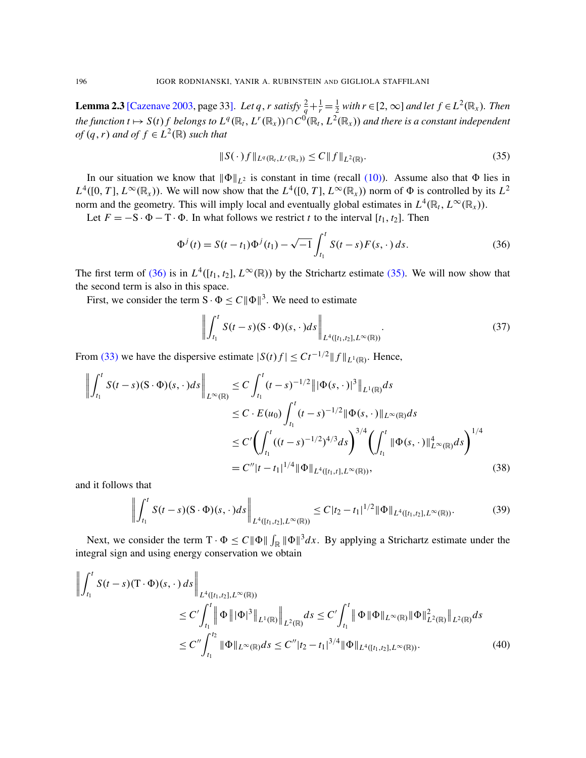**Lemma 2.3** [Cazenave 2003, page 33]. *Let $q, r$ satisfy $\frac{2}{q}+\frac{1}{r}=\frac{1}{2}$ with $r\in[2,\infty]$ and let $f\in L^2(\mathbb{R}_x)$. Then the function $t\mapsto S(t)f$ belongs to $L^q(\mathbb{R}_t, L^r(\mathbb{R}_x))\cap C^0(\mathbb{R}_t, L^2(\mathbb{R}_x))$ and there is a constant independent of $(q,r)$ and of $f\in L^2(\mathbb{R})$ such that*

$$\|S(\cdot)f\|_{L^q(\mathbb{R}_t,L^r(\mathbb{R}_x))}\le C\|f\|_{L^2(\mathbb{R})}. \tag{35}$$

In our situation we know that $\|\Phi\|_{L^2}$ is constant in time (recall (10)). Assume also that $\Phi$ lies in $L^4([0,T], L^\infty(\mathbb{R}_x))$. We will now show that the $L^4([0,T], L^\infty(\mathbb{R}_x))$ norm of $\Phi$ is controlled by its $L^2$ norm and the geometry. This will imply local and eventually global estimates in $L^4(\mathbb{R}_t, L^\infty(\mathbb{R}_x))$.

Let $F=-\mathrm{S}\cdot\Phi-\mathrm{T}\cdot\Phi$. In what follows we restrict $t$ to the interval $[t_1,t_2]$. Then

$$\Phi^j(t)=S(t-t_1)\Phi^j(t_1)-\sqrt{-1}\int_{t_1}^{t}S(t-s)F(s,\cdot)\,ds. \tag{36}$$

The first term of (36) is in $L^4([t_1,t_2], L^\infty(\mathbb{R}))$ by the Strichartz estimate (35). We will now show that the second term is also in this space.

First, we consider the term $\mathrm{S}\cdot\Phi\le C\|\Phi\|^3$. We need to estimate

$$\left\|\int_{t_1}^{t}S(t-s)(\mathrm{S}\cdot\Phi)(s,\cdot)ds\right\|_{L^4([t_1,t_2],L^\infty(\mathbb{R}))}. \tag{37}$$

From (33) we have the dispersive estimate $|S(t)f|\le Ct^{-1/2}\|f\|_{L^1(\mathbb{R})}$. Hence,

$$\begin{aligned}
\left\|\int_{t_1}^{t}S(t-s)(\mathrm{S}\cdot\Phi)(s,\cdot)ds\right\|_{L^\infty(\mathbb{R})} &\le C\int_{t_1}^{t}(t-s)^{-1/2}\big\||\Phi(s,\cdot)|^3\big\|_{L^1(\mathbb{R})}ds\\
&\le C\cdot E(u_0)\int_{t_1}^{t}(t-s)^{-1/2}\|\Phi(s,\cdot)\|_{L^\infty(\mathbb{R})}ds\\
&\le C'\bigg(\int_{t_1}^{t}((t-s)^{-1/2})^{4/3}ds\bigg)^{3/4}\bigg(\int_{t_1}^{t}\|\Phi(s,\cdot)\|^4_{L^\infty(\mathbb{R})}ds\bigg)^{1/4}\\
&= C''|t-t_1|^{1/4}\|\Phi\|_{L^4([t_1,t],L^\infty(\mathbb{R}))},
\end{aligned} \tag{38}$$

and it follows that

$$\left\|\int_{t_1}^{t}S(t-s)(\mathrm{S}\cdot\Phi)(s,\cdot)ds\right\|_{L^4([t_1,t_2],L^\infty(\mathbb{R}))}\le C|t_2-t_1|^{1/2}\|\Phi\|_{L^4([t_1,t_2],L^\infty(\mathbb{R}))}. \tag{39}$$

Next, we consider the term $\mathrm{T}\cdot\Phi\le C\|\Phi\|\int_{\mathbb{R}}\|\Phi\|^3dx$. By applying a Strichartz estimate under the integral sign and using energy conservation we obtain

$$\begin{aligned}
&\left\|\int_{t_1}^{t}S(t-s)(\mathrm{T}\cdot\Phi)(s,\cdot)\,ds\right\|_{L^4([t_1,t_2],L^\infty(\mathbb{R}))}\\
&\qquad\le C'\int_{t_1}^{t}\Big\|\Phi\,\big\||\Phi|^3\big\|_{L^1(\mathbb{R})}\Big\|_{L^2(\mathbb{R})}ds\le C'\int_{t_1}^{t}\Big\|\Phi\|\Phi\|_{L^\infty(\mathbb{R})}\|\Phi\|^2_{L^2(\mathbb{R})}\Big\|_{L^2(\mathbb{R})}ds\\
&\qquad\le C''\int_{t_1}^{t_2}\|\Phi\|_{L^\infty(\mathbb{R})}ds\le C''|t_2-t_1|^{3/4}\|\Phi\|_{L^4([t_1,t_2],L^\infty(\mathbb{R}))}.
\end{aligned} \tag{40}$$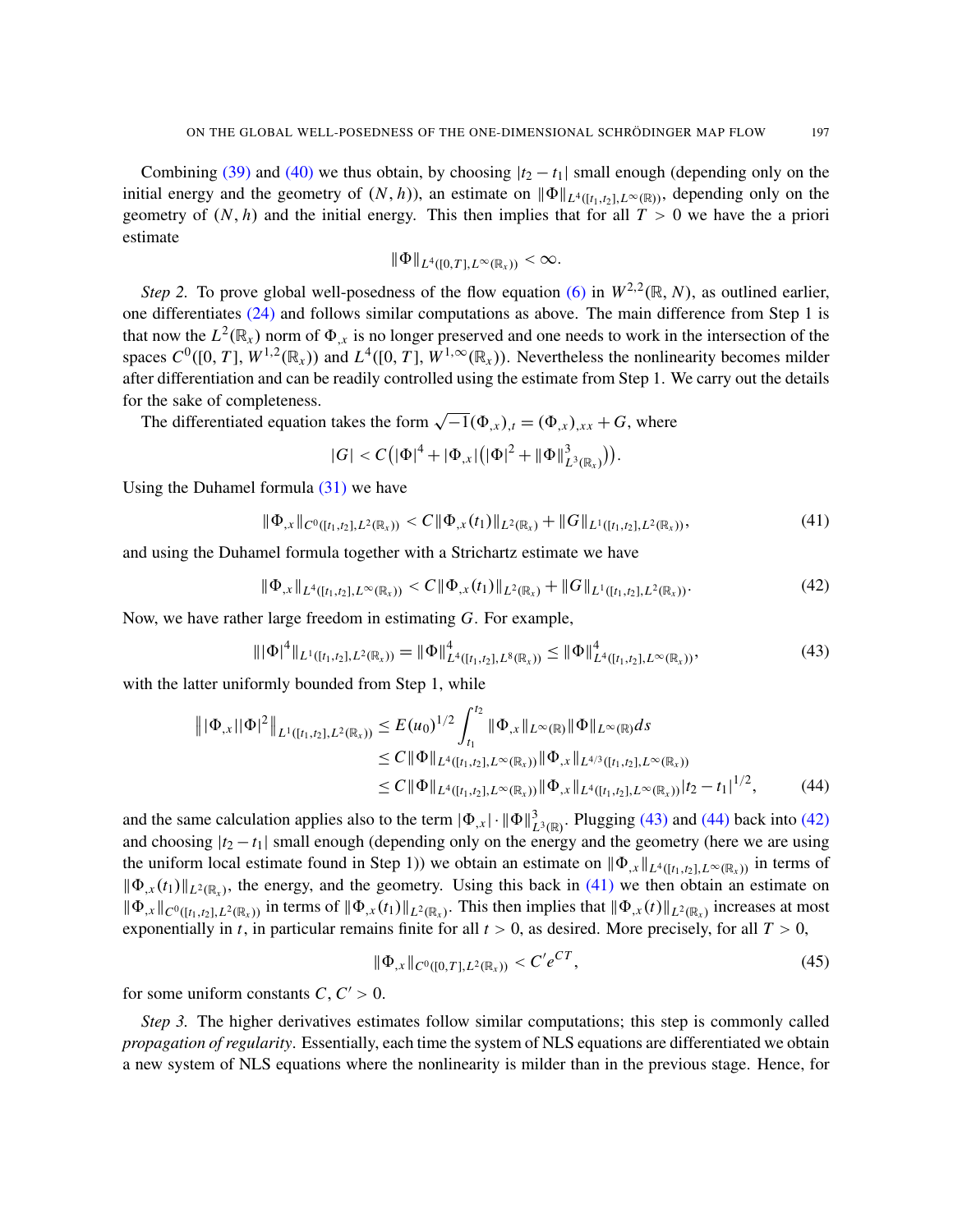Combining (39) and (40) we thus obtain, by choosing $|t_2 - t_1|$ small enough (depending only on the initial energy and the geometry of $(N, h)$), an estimate on $\|\Phi\|_{L^4([t_1,t_2],L^\infty(\mathbb{R}))}$, depending only on the geometry of $(N, h)$ and the initial energy. This then implies that for all $T > 0$ we have the a priori estimate

$$\|\Phi\|_{L^4([0,T],L^\infty(\mathbb{R}_x))} < \infty.$$

*Step 2.* To prove global well-posedness of the flow equation (6) in $W^{2,2}(\mathbb{R}, N)$, as outlined earlier, one differentiates (24) and follows similar computations as above. The main difference from Step 1 is that now the $L^2(\mathbb{R}_x)$ norm of $\Phi_{,x}$ is no longer preserved and one needs to work in the intersection of the spaces $C^0([0, T], W^{1,2}(\mathbb{R}_x))$ and $L^4([0, T], W^{1,\infty}(\mathbb{R}_x))$. Nevertheless the nonlinearity becomes milder after differentiation and can be readily controlled using the estimate from Step 1. We carry out the details for the sake of completeness.

The differentiated equation takes the form $\sqrt{-1}(\Phi_{,x})_{,t} = (\Phi_{,x})_{,xx} + G$, where

$$|G| < C\big(|\Phi|^4 + |\Phi_{,x}|\big(|\Phi|^2 + \|\Phi\|^3_{L^3(\mathbb{R}_x)}\big)\big).$$

Using the Duhamel formula (31) we have

$$\|\Phi_{,x}\|_{C^0([t_1,t_2],L^2(\mathbb{R}_x))} < C\|\Phi_{,x}(t_1)\|_{L^2(\mathbb{R}_x)} + \|G\|_{L^1([t_1,t_2],L^2(\mathbb{R}_x))}, \tag{41}$$

and using the Duhamel formula together with a Strichartz estimate we have

$$\|\Phi_{,x}\|_{L^4([t_1,t_2],L^\infty(\mathbb{R}_x))} < C\|\Phi_{,x}(t_1)\|_{L^2(\mathbb{R}_x)} + \|G\|_{L^1([t_1,t_2],L^2(\mathbb{R}_x))}. \tag{42}$$

Now, we have rather large freedom in estimating $G$. For example,

$$\||\Phi|^4\|_{L^1([t_1,t_2],L^2(\mathbb{R}_x))} = \|\Phi\|^4_{L^4([t_1,t_2],L^8(\mathbb{R}_x))} \le \|\Phi\|^4_{L^4([t_1,t_2],L^\infty(\mathbb{R}_x))}, \tag{43}$$

with the latter uniformly bounded from Step 1, while

$$\begin{aligned}\big\||\Phi_{,x}||\Phi|^2\big\|_{L^1([t_1,t_2],L^2(\mathbb{R}_x))} &\le E(u_0)^{1/2}\int_{t_1}^{t_2}\|\Phi_{,x}\|_{L^\infty(\mathbb{R})}\|\Phi\|_{L^\infty(\mathbb{R})}ds \\ &\le C\|\Phi\|_{L^4([t_1,t_2],L^\infty(\mathbb{R}_x))}\|\Phi_{,x}\|_{L^{4/3}([t_1,t_2],L^\infty(\mathbb{R}_x))} \\ &\le C\|\Phi\|_{L^4([t_1,t_2],L^\infty(\mathbb{R}_x))}\|\Phi_{,x}\|_{L^4([t_1,t_2],L^\infty(\mathbb{R}_x))}|t_2 - t_1|^{1/2},\end{aligned} \tag{44}$$

and the same calculation applies also to the term $|\Phi_{,x}| \cdot \|\Phi\|^3_{L^3(\mathbb{R})}$. Plugging (43) and (44) back into (42) and choosing $|t_2 - t_1|$ small enough (depending only on the energy and the geometry (here we are using the uniform local estimate found in Step 1)) we obtain an estimate on $\|\Phi_{,x}\|_{L^4([t_1,t_2],L^\infty(\mathbb{R}_x))}$ in terms of $\|\Phi_{,x}(t_1)\|_{L^2(\mathbb{R}_x)}$, the energy, and the geometry. Using this back in (41) we then obtain an estimate on $\|\Phi_{,x}\|_{C^0([t_1,t_2],L^2(\mathbb{R}_x))}$ in terms of $\|\Phi_{,x}(t_1)\|_{L^2(\mathbb{R}_x)}$. This then implies that $\|\Phi_{,x}(t)\|_{L^2(\mathbb{R}_x)}$ increases at most exponentially in $t$, in particular remains finite for all $t > 0$, as desired. More precisely, for all $T > 0$,

$$\|\Phi_{,x}\|_{C^0([0,T],L^2(\mathbb{R}_x))} < C'e^{CT}, \tag{45}$$

for some uniform constants $C, C' > 0$.

*Step 3.* The higher derivatives estimates follow similar computations; this step is commonly called *propagation of regularity*. Essentially, each time the system of NLS equations are differentiated we obtain a new system of NLS equations where the nonlinearity is milder than in the previous stage. Hence, for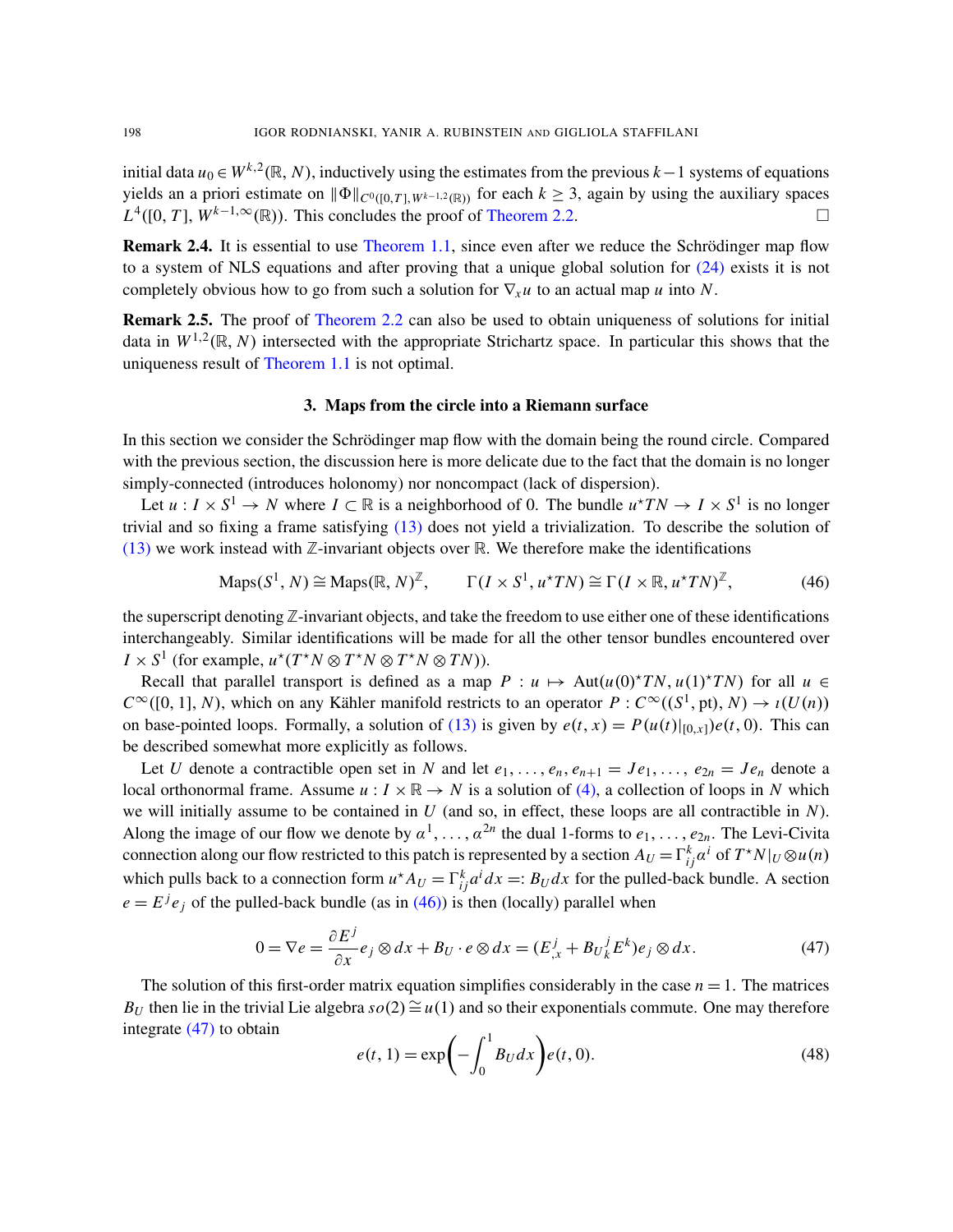initial data $u_0 \in W^{k,2}(\mathbb{R}, N)$, inductively using the estimates from the previous $k-1$ systems of equations yields an a priori estimate on $\|\Phi\|_{C^0([0,T],W^{k-1,2}(\mathbb{R}))}$ for each $k \geq 3$, again by using the auxiliary spaces $L^4([0, T], W^{k-1,\infty}(\mathbb{R}))$. This concludes the proof of Theorem 2.2. $\square$

**Remark 2.4.** It is essential to use Theorem 1.1, since even after we reduce the Schrödinger map flow to a system of NLS equations and after proving that a unique global solution for (24) exists it is not completely obvious how to go from such a solution for $\nabla_x u$ to an actual map $u$ into $N$.

**Remark 2.5.** The proof of Theorem 2.2 can also be used to obtain uniqueness of solutions for initial data in $W^{1,2}(\mathbb{R}, N)$ intersected with the appropriate Strichartz space. In particular this shows that the uniqueness result of Theorem 1.1 is not optimal.

## 3. Maps from the circle into a Riemann surface

In this section we consider the Schrödinger map flow with the domain being the round circle. Compared with the previous section, the discussion here is more delicate due to the fact that the domain is no longer simply-connected (introduces holonomy) nor noncompact (lack of dispersion).

Let $u : I \times S^1 \to N$ where $I \subset \mathbb{R}$ is a neighborhood of 0. The bundle $u^\star TN \to I \times S^1$ is no longer trivial and so fixing a frame satisfying (13) does not yield a trivialization. To describe the solution of (13) we work instead with $\mathbb{Z}$-invariant objects over $\mathbb{R}$. We therefore make the identifications

$$\mathrm{Maps}(S^1, N) \cong \mathrm{Maps}(\mathbb{R}, N)^{\mathbb{Z}}, \qquad \Gamma(I \times S^1, u^\star TN) \cong \Gamma(I \times \mathbb{R}, u^\star TN)^{\mathbb{Z}}, \tag{46}$$

the superscript denoting $\mathbb{Z}$-invariant objects, and take the freedom to use either one of these identifications interchangeably. Similar identifications will be made for all the other tensor bundles encountered over $I \times S^1$ (for example, $u^\star(T^\star N \otimes T^\star N \otimes T^\star N \otimes TN)$).

Recall that parallel transport is defined as a map $P : u \mapsto \mathrm{Aut}(u(0)^\star TN, u(1)^\star TN)$ for all $u \in C^\infty([0, 1], N)$, which on any Kähler manifold restricts to an operator $P : C^\infty((S^1, \mathrm{pt}), N) \to \iota(U(n))$ on base-pointed loops. Formally, a solution of (13) is given by $e(t, x) = P(u(t)|_{[0,x]})e(t, 0)$. This can be described somewhat more explicitly as follows.

Let $U$ denote a contractible open set in $N$ and let $e_1, \ldots, e_n, e_{n+1} = Je_1, \ldots, e_{2n} = Je_n$ denote a local orthonormal frame. Assume $u : I \times \mathbb{R} \to N$ is a solution of (4), a collection of loops in $N$ which we will initially assume to be contained in $U$ (and so, in effect, these loops are all contractible in $N$). Along the image of our flow we denote by $\alpha^1, \ldots, \alpha^{2n}$ the dual 1-forms to $e_1, \ldots, e_{2n}$. The Levi-Civita connection along our flow restricted to this patch is represented by a section $A_U = \Gamma^k_{ij}\alpha^i$ of $T^\star N|_U \otimes u(n)$ which pulls back to a connection form $u^\star A_U = \Gamma^k_{ij} a^i dx =: B_U dx$ for the pulled-back bundle. A section $e = E^j e_j$ of the pulled-back bundle (as in (46)) is then (locally) parallel when

$$0 = \nabla e = \frac{\partial E^j}{\partial x} e_j \otimes dx + B_U \cdot e \otimes dx = (E^j_{,x} + {B_U}^j_k E^k) e_j \otimes dx. \tag{47}$$

The solution of this first-order matrix equation simplifies considerably in the case $n = 1$. The matrices $B_U$ then lie in the trivial Lie algebra $so(2) \cong u(1)$ and so their exponentials commute. One may therefore integrate (47) to obtain

$$e(t, 1) = \exp\left(-\int_0^1 B_U dx\right) e(t, 0). \tag{48}$$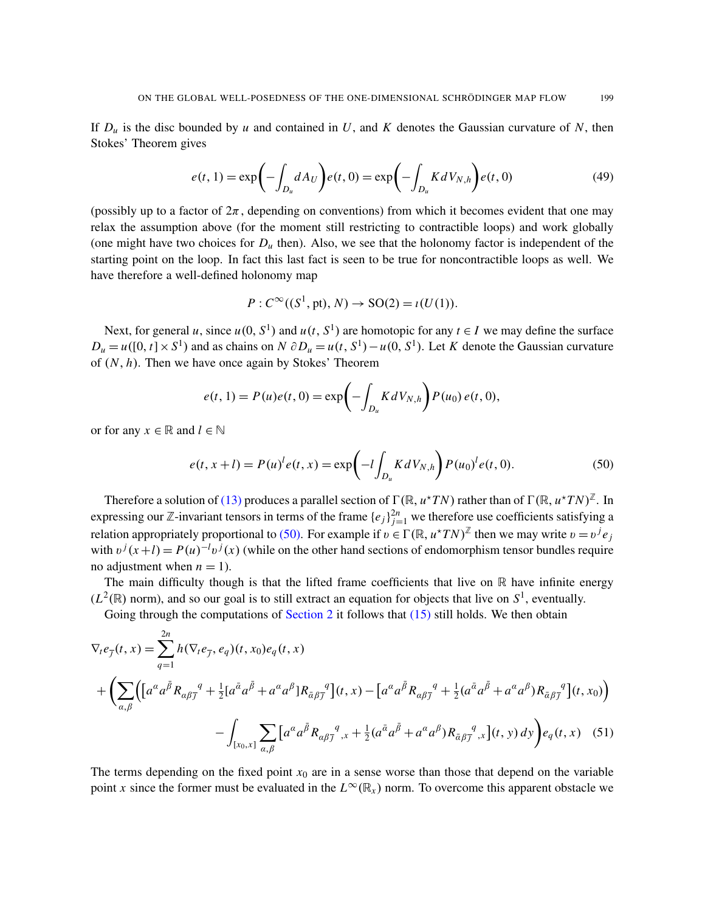If $D_u$ is the disc bounded by $u$ and contained in $U$, and $K$ denotes the Gaussian curvature of $N$, then Stokes' Theorem gives

$$e(t,1) = \exp\biggl(-\int_{D_u} dA_U\biggr) e(t,0) = \exp\biggl(-\int_{D_u} K\, dV_{N,h}\biggr) e(t,0) \tag{49}$$

(possibly up to a factor of $2\pi$, depending on conventions) from which it becomes evident that one may relax the assumption above (for the moment still restricting to contractible loops) and work globally (one might have two choices for $D_u$ then). Also, we see that the holonomy factor is independent of the starting point on the loop. In fact this last fact is seen to be true for noncontractible loops as well. We have therefore a well-defined holonomy map

$$P : C^\infty((S^1, \mathrm{pt}), N) \to \mathrm{SO}(2) = \imath(U(1)).$$

Next, for general $u$, since $u(0, S^1)$ and $u(t, S^1)$ are homotopic for any $t \in I$ we may define the surface $D_u = u([0,t] \times S^1)$ and as chains on $N$ $\partial D_u = u(t, S^1) - u(0, S^1)$. Let $K$ denote the Gaussian curvature of $(N, h)$. Then we have once again by Stokes' Theorem

$$e(t,1) = P(u) e(t,0) = \exp\biggl(-\int_{D_u} K\, dV_{N,h}\biggr) P(u_0)\, e(t,0),$$

or for any $x \in \mathbb{R}$ and $l \in \mathbb{N}$

$$e(t, x+l) = P(u)^l e(t,x) = \exp\biggl(-l \int_{D_u} K\, dV_{N,h}\biggr) P(u_0)^l e(t,0). \tag{50}$$

Therefore a solution of (13) produces a parallel section of $\Gamma(\mathbb{R}, u^\star TN)$ rather than of $\Gamma(\mathbb{R}, u^\star TN)^{\mathbb{Z}}$. In expressing our $\mathbb{Z}$-invariant tensors in terms of the frame $\{e_j\}_{j=1}^{2n}$ we therefore use coefficients satisfying a relation appropriately proportional to (50). For example if $\upsilon \in \Gamma(\mathbb{R}, u^\star TN)^{\mathbb{Z}}$ then we may write $\upsilon = \upsilon^j e_j$ with $\upsilon^j(x+l) = P(u)^{-l} \upsilon^j(x)$ (while on the other hand sections of endomorphism tensor bundles require no adjustment when $n = 1$).

The main difficulty though is that the lifted frame coefficients that live on $\mathbb{R}$ have infinite energy ($L^2(\mathbb{R})$ norm), and so our goal is to still extract an equation for objects that live on $S^1$, eventually.

Going through the computations of Section 2 it follows that (15) still holds. We then obtain

$$\begin{aligned}
\nabla_t e_{\bar{\jmath}}(t,x) &= \sum_{q=1}^{2n} h(\nabla_t e_{\bar{\jmath}}, e_q)(t, x_0) e_q(t,x) \\
&+ \biggl(\sum_{\alpha,\beta} \Bigl( \bigl[a^\alpha a^{\bar{\beta}} R_{\alpha\beta\bar{\jmath}}{}^q + \tfrac{1}{2}[a^{\bar{\alpha}} a^{\bar{\beta}} + a^\alpha a^\beta] R_{\bar{\alpha}\beta\bar{\jmath}}{}^q\bigr](t,x) - \bigl[a^\alpha a^{\bar{\beta}} R_{\alpha\beta\bar{\jmath}}{}^q + \tfrac{1}{2}(a^{\bar{\alpha}} a^{\bar{\beta}} + a^\alpha a^\beta) R_{\bar{\alpha}\beta\bar{\jmath}}{}^q\bigr](t,x_0)\Bigr) \\
&\qquad - \int_{[x_0,x]} \sum_{\alpha,\beta} \bigl[a^\alpha a^{\bar{\beta}} R_{\alpha\beta\bar{\jmath}}{}^q{}_{,x} + \tfrac{1}{2}(a^{\bar{\alpha}} a^{\bar{\beta}} + a^\alpha a^\beta) R_{\bar{\alpha}\beta\bar{\jmath}}{}^q{}_{,x}\bigr](t,y)\, dy \biggr) e_q(t,x)
\end{aligned} \tag{51}$$

The terms depending on the fixed point $x_0$ are in a sense worse than those that depend on the variable point $x$ since the former must be evaluated in the $L^\infty(\mathbb{R}_x)$ norm. To overcome this apparent obstacle we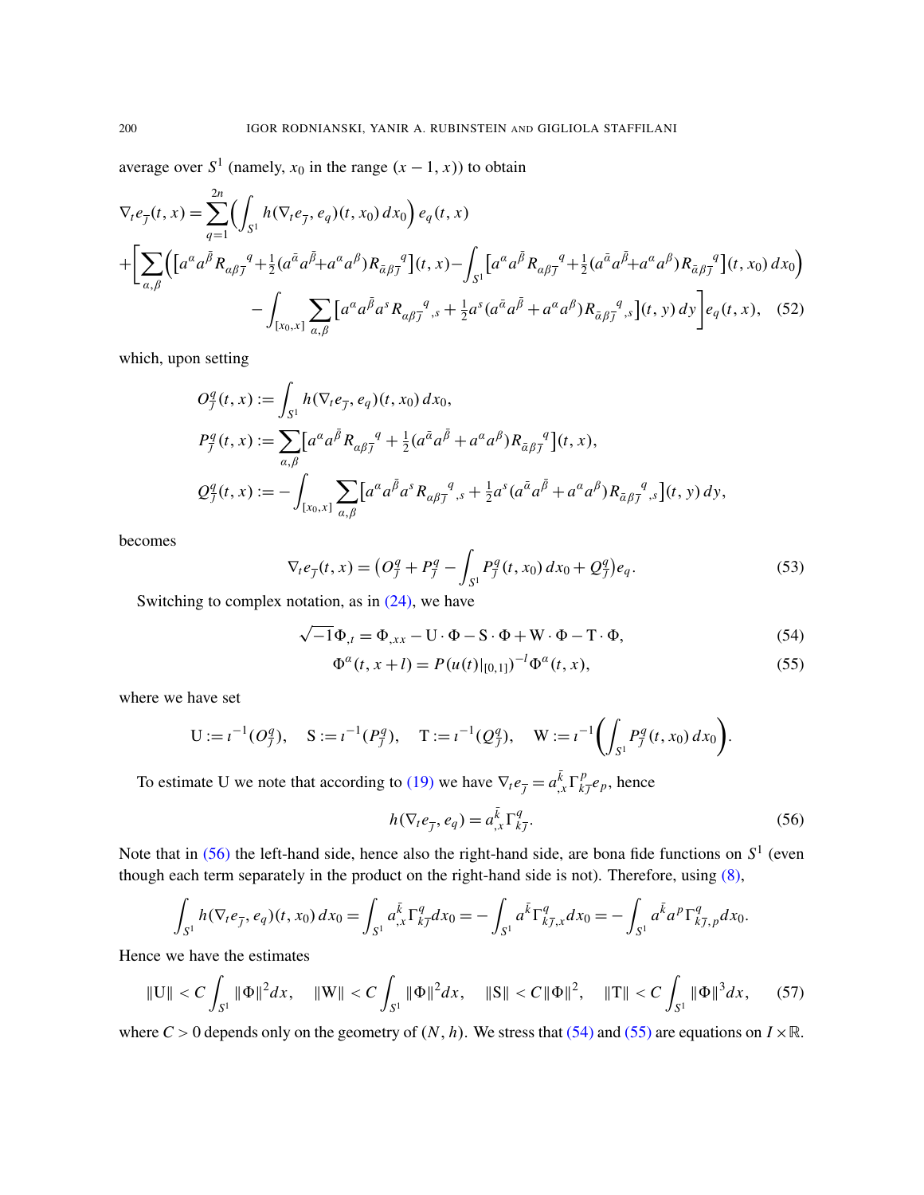average over $S^1$ (namely, $x_0$ in the range $(x-1,x)$) to obtain

$$
\begin{aligned}
\nabla_t e_{\bar{\jmath}}(t,x) &= \sum_{q=1}^{2n} \Big( \int_{S^1} h(\nabla_t e_{\bar{\jmath}}, e_q)(t,x_0)\,dx_0 \Big)\, e_q(t,x) \\
&+ \Big[ \sum_{\alpha,\beta} \Big( \big[ a^\alpha a^{\bar\beta} R_{\alpha\beta\bar{\jmath}}{}^q + \tfrac{1}{2}(a^{\bar\alpha} a^{\bar\beta} + a^\alpha a^\beta) R_{\bar\alpha\beta\bar{\jmath}}{}^q \big](t,x) - \int_{S^1} \big[ a^\alpha a^{\bar\beta} R_{\alpha\beta\bar{\jmath}}{}^q + \tfrac{1}{2}(a^{\bar\alpha} a^{\bar\beta} + a^\alpha a^\beta) R_{\bar\alpha\beta\bar{\jmath}}{}^q \big](t,x_0)\,dx_0 \Big) \\
&\qquad - \int_{[x_0,x]} \sum_{\alpha,\beta} \big[ a^\alpha a^{\bar\beta} a^s R_{\alpha\beta\bar{\jmath}}{}^q{}_{,s} + \tfrac{1}{2} a^s (a^{\bar\alpha} a^{\bar\beta} + a^\alpha a^\beta) R_{\bar\alpha\beta\bar{\jmath}}{}^q{}_{,s} \big](t,y)\,dy \Big] e_q(t,x), \qquad (52)
\end{aligned}
$$

which, upon setting

$$
\begin{aligned}
O^q_{\bar{\jmath}}(t,x) &:= \int_{S^1} h(\nabla_t e_{\bar{\jmath}}, e_q)(t,x_0)\,dx_0, \\
P^q_{\bar{\jmath}}(t,x) &:= \sum_{\alpha,\beta} \big[ a^\alpha a^{\bar\beta} R_{\alpha\beta\bar{\jmath}}{}^q + \tfrac{1}{2}(a^{\bar\alpha} a^{\bar\beta} + a^\alpha a^\beta) R_{\bar\alpha\beta\bar{\jmath}}{}^q \big](t,x), \\
Q^q_{\bar{\jmath}}(t,x) &:= -\int_{[x_0,x]} \sum_{\alpha,\beta} \big[ a^\alpha a^{\bar\beta} a^s R_{\alpha\beta\bar{\jmath}}{}^q{}_{,s} + \tfrac{1}{2} a^s (a^{\bar\alpha} a^{\bar\beta} + a^\alpha a^\beta) R_{\bar\alpha\beta\bar{\jmath}}{}^q{}_{,s} \big](t,y)\,dy,
\end{aligned}
$$

becomes

$$
\nabla_t e_{\bar{\jmath}}(t,x) = \Big( O^q_{\bar{\jmath}} + P^q_{\bar{\jmath}} - \int_{S^1} P^q_{\bar{\jmath}}(t,x_0)\,dx_0 + Q^q_{\bar{\jmath}} \Big) e_q. \qquad (53)
$$

Switching to complex notation, as in (24), we have

$$
\sqrt{-1}\,\Phi_{,t} = \Phi_{,xx} - \mathrm{U}\cdot\Phi - \mathrm{S}\cdot\Phi + \mathrm{W}\cdot\Phi - \mathrm{T}\cdot\Phi, \qquad (54)
$$

$$
\Phi^\alpha(t,x+l) = P(u(t)|_{[0,1]})^{-l}\,\Phi^\alpha(t,x), \qquad (55)
$$

where we have set

$$
\mathrm{U} := \iota^{-1}(O^q_{\bar{\jmath}}), \quad \mathrm{S} := \iota^{-1}(P^q_{\bar{\jmath}}), \quad \mathrm{T} := \iota^{-1}(Q^q_{\bar{\jmath}}), \quad \mathrm{W} := \iota^{-1}\Big( \int_{S^1} P^q_{\bar{\jmath}}(t,x_0)\,dx_0 \Big).
$$

To estimate U we note that according to (19) we have $\nabla_t e_{\bar{\jmath}} = a^{\bar k}_{,x}\Gamma^p_{k\bar{\jmath}} e_p$, hence

$$
h(\nabla_t e_{\bar{\jmath}}, e_q) = a^{\bar k}_{,x}\Gamma^q_{k\bar{\jmath}}. \qquad (56)
$$

Note that in (56) the left-hand side, hence also the right-hand side, are bona fide functions on $S^1$ (even though each term separately in the product on the right-hand side is not). Therefore, using (8),

$$
\int_{S^1} h(\nabla_t e_{\bar{\jmath}}, e_q)(t,x_0)\,dx_0 = \int_{S^1} a^{\bar k}_{,x}\Gamma^q_{k\bar{\jmath}}\,dx_0 = -\int_{S^1} a^{\bar k}\Gamma^q_{k\bar{\jmath},x}\,dx_0 = -\int_{S^1} a^{\bar k} a^p \Gamma^q_{k\bar{\jmath},p}\,dx_0.
$$

Hence we have the estimates

$$
\|\mathrm{U}\| < C\int_{S^1} \|\Phi\|^2 dx, \quad \|\mathrm{W}\| < C\int_{S^1} \|\Phi\|^2 dx, \quad \|\mathrm{S}\| < C\|\Phi\|^2, \quad \|\mathrm{T}\| < C\int_{S^1} \|\Phi\|^3 dx, \qquad (57)
$$

where $C > 0$ depends only on the geometry of $(N,h)$. We stress that (54) and (55) are equations on $I \times \mathbb{R}$.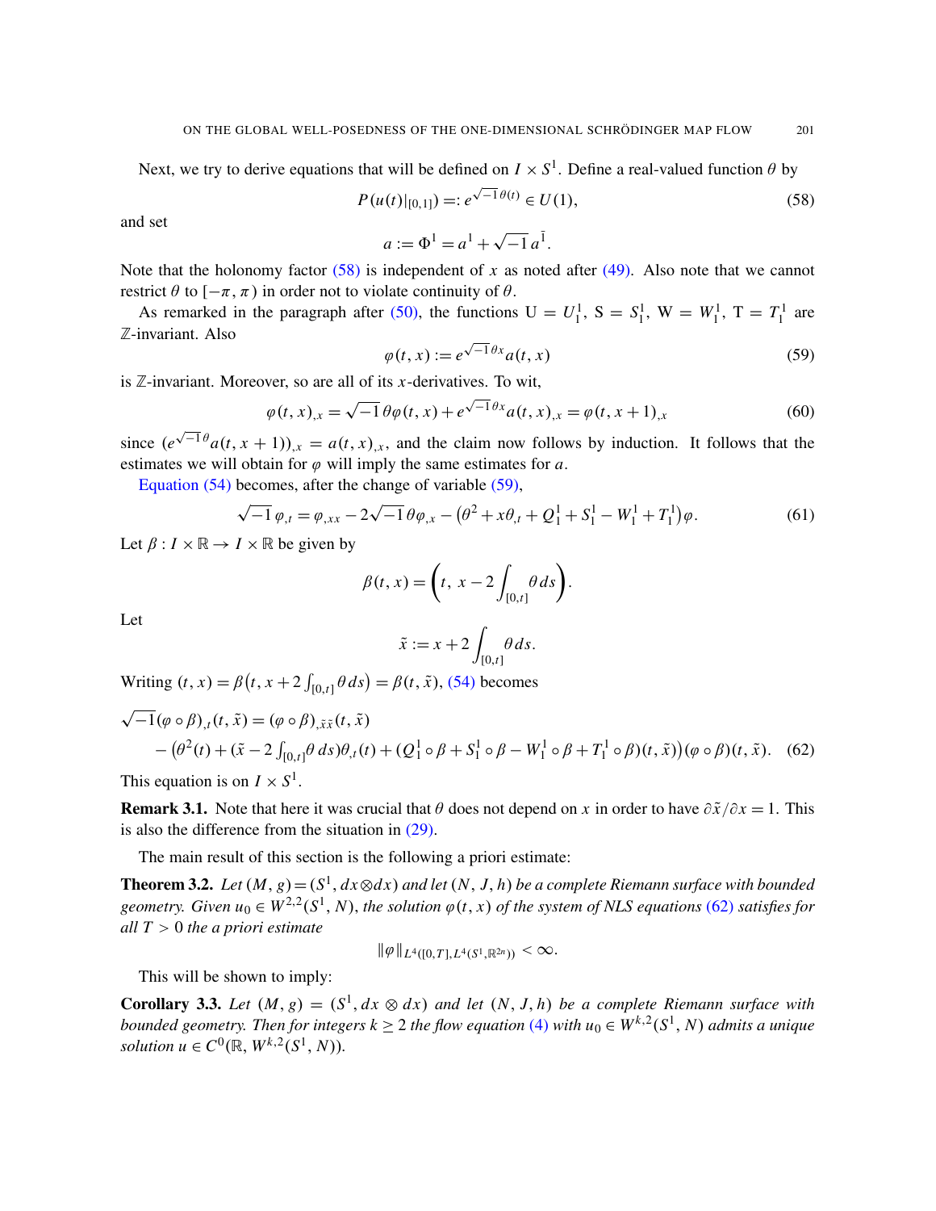Next, we try to derive equations that will be defined on $I \times S^1$. Define a real-valued function $\theta$ by

$$P(u(t)|_{[0,1]}) =: e^{\sqrt{-1}\,\theta(t)} \in U(1), \tag{58}$$

and set

$$a := \Phi^1 = a^1 + \sqrt{-1}\, a^{\bar{1}}.$$

Note that the holonomy factor (58) is independent of $x$ as noted after (49). Also note that we cannot restrict $\theta$ to $[-\pi, \pi)$ in order not to violate continuity of $\theta$.

As remarked in the paragraph after (50), the functions $\mathrm{U} = U_1^1$, $\mathrm{S} = S_1^1$, $\mathrm{W} = W_1^1$, $\mathrm{T} = T_1^1$ are $\mathbb{Z}$-invariant. Also

$$\varphi(t, x) := e^{\sqrt{-1}\,\theta x} a(t, x) \tag{59}$$

is $\mathbb{Z}$-invariant. Moreover, so are all of its $x$-derivatives. To wit,

$$\varphi(t, x)_{,x} = \sqrt{-1}\,\theta \varphi(t, x) + e^{\sqrt{-1}\,\theta x} a(t, x)_{,x} = \varphi(t, x+1)_{,x} \tag{60}$$

since $(e^{\sqrt{-1}\,\theta} a(t, x+1))_{,x} = a(t, x)_{,x}$, and the claim now follows by induction. It follows that the estimates we will obtain for $\varphi$ will imply the same estimates for $a$.

Equation (54) becomes, after the change of variable (59),

$$\sqrt{-1}\,\varphi_{,t} = \varphi_{,xx} - 2\sqrt{-1}\,\theta \varphi_{,x} - \big(\theta^2 + x\theta_{,t} + Q_1^1 + S_1^1 - W_1^1 + T_1^1\big)\varphi. \tag{61}$$

Let $\beta : I \times \mathbb{R} \to I \times \mathbb{R}$ be given by

$$\beta(t, x) = \bigg(t,\ x - 2\int_{[0,t]} \theta\, ds\bigg).$$

Let

$$\tilde{x} := x + 2\int_{[0,t]} \theta\, ds.$$

Writing $(t, x) = \beta\big(t, x + 2\int_{[0,t]} \theta\, ds\big) = \beta(t, \tilde{x})$, (54) becomes

$$\begin{aligned}\sqrt{-1}(\varphi \circ \beta)_{,t}(t, \tilde{x}) &= (\varphi \circ \beta)_{,\tilde{x}\tilde{x}}(t, \tilde{x}) \\ &\quad - \big(\theta^2(t) + (\tilde{x} - 2\textstyle\int_{[0,t]} \theta\, ds)\theta_{,t}(t) + (Q_1^1 \circ \beta + S_1^1 \circ \beta - W_1^1 \circ \beta + T_1^1 \circ \beta)(t, \tilde{x})\big)(\varphi \circ \beta)(t, \tilde{x}).\end{aligned} \tag{62}$$

This equation is on $I \times S^1$.

**Remark 3.1.** Note that here it was crucial that $\theta$ does not depend on $x$ in order to have $\partial\tilde{x}/\partial x = 1$. This is also the difference from the situation in (29).

The main result of this section is the following a priori estimate:

**Theorem 3.2.** *Let $(M, g) = (S^1, dx \otimes dx)$ and let $(N, J, h)$ be a complete Riemann surface with bounded geometry. Given $u_0 \in W^{2,2}(S^1, N)$, the solution $\varphi(t, x)$ of the system of NLS equations (62) satisfies for all $T > 0$ the a priori estimate*

$$\|\varphi\|_{L^4([0,T], L^4(S^1, \mathbb{R}^{2n}))} < \infty.$$

This will be shown to imply:

**Corollary 3.3.** *Let $(M, g) = (S^1, dx \otimes dx)$ and let $(N, J, h)$ be a complete Riemann surface with bounded geometry. Then for integers $k \geq 2$ the flow equation (4) with $u_0 \in W^{k,2}(S^1, N)$ admits a unique solution $u \in C^0(\mathbb{R}, W^{k,2}(S^1, N))$.*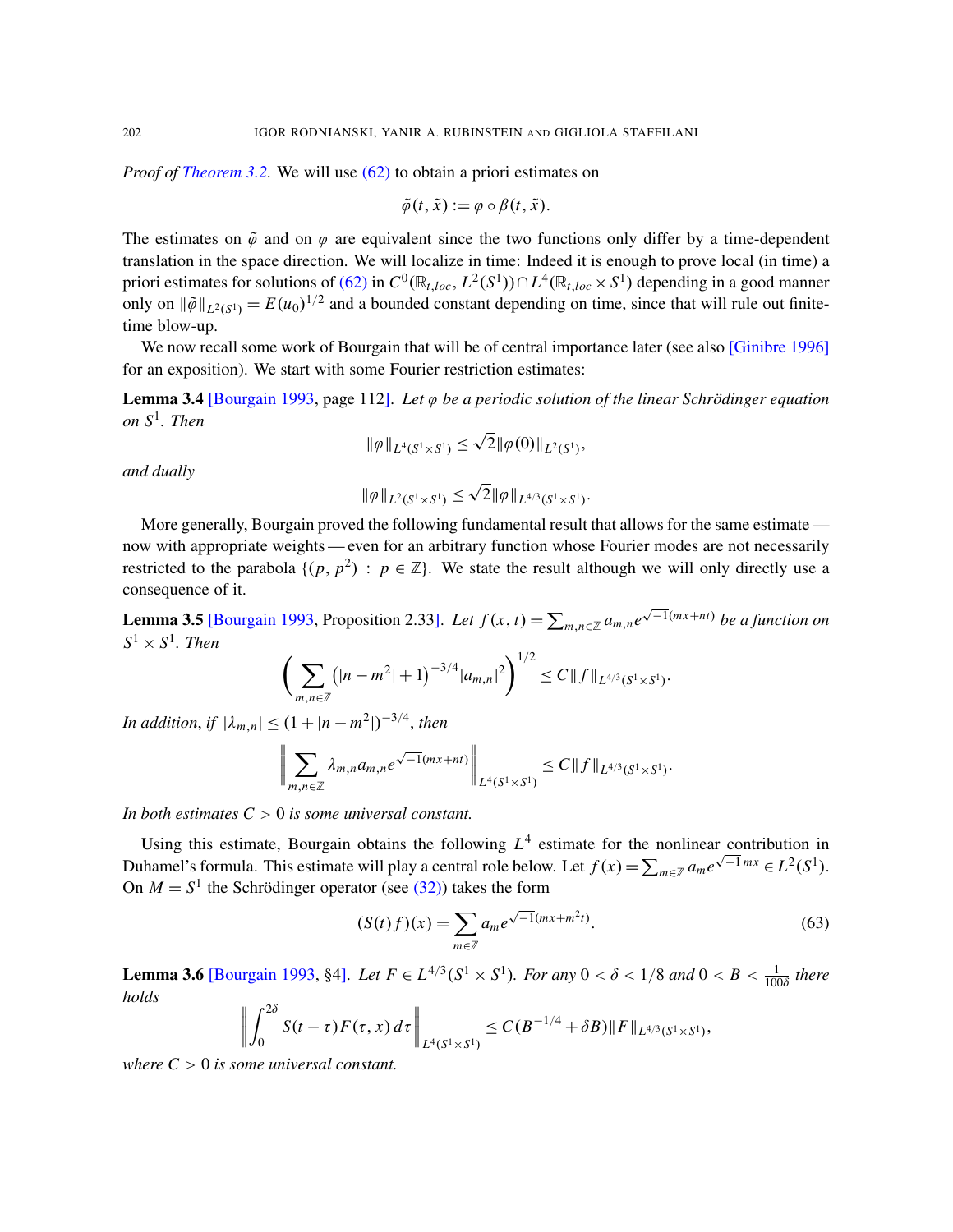*Proof of Theorem 3.2.* We will use (62) to obtain a priori estimates on

$$\tilde{\varphi}(t, \tilde{x}) := \varphi \circ \beta(t, \tilde{x}).$$

The estimates on $\tilde{\varphi}$ and on $\varphi$ are equivalent since the two functions only differ by a time-dependent translation in the space direction. We will localize in time: Indeed it is enough to prove local (in time) a priori estimates for solutions of (62) in $C^0(\mathbb{R}_{t,loc}, L^2(S^1)) \cap L^4(\mathbb{R}_{t,loc} \times S^1)$ depending in a good manner only on $\|\tilde{\varphi}\|_{L^2(S^1)} = E(u_0)^{1/2}$ and a bounded constant depending on time, since that will rule out finite-time blow-up.

We now recall some work of Bourgain that will be of central importance later (see also [Ginibre 1996] for an exposition). We start with some Fourier restriction estimates:

**Lemma 3.4** [Bourgain 1993, page 112]. *Let $\varphi$ be a periodic solution of the linear Schrödinger equation on $S^1$. Then*

$$\|\varphi\|_{L^4(S^1 \times S^1)} \le \sqrt{2}\|\varphi(0)\|_{L^2(S^1)},$$

*and dually*

$$\|\varphi\|_{L^2(S^1 \times S^1)} \le \sqrt{2}\|\varphi\|_{L^{4/3}(S^1 \times S^1)}.$$

More generally, Bourgain proved the following fundamental result that allows for the same estimate — now with appropriate weights — even for an arbitrary function whose Fourier modes are not necessarily restricted to the parabola $\{(p, p^2) : p \in \mathbb{Z}\}$. We state the result although we will only directly use a consequence of it.

**Lemma 3.5** [Bourgain 1993, Proposition 2.33]. *Let $f(x,t) = \sum_{m,n \in \mathbb{Z}} a_{m,n} e^{\sqrt{-1}(mx+nt)}$ be a function on $S^1 \times S^1$. Then*

$$\left( \sum_{m,n \in \mathbb{Z}} \left(|n - m^2| + 1\right)^{-3/4} |a_{m,n}|^2 \right)^{1/2} \le C\|f\|_{L^{4/3}(S^1 \times S^1)}.$$

*In addition, if $|\lambda_{m,n}| \le (1 + |n - m^2|)^{-3/4}$, then*

$$\left\| \sum_{m,n \in \mathbb{Z}} \lambda_{m,n} a_{m,n} e^{\sqrt{-1}(mx+nt)} \right\|_{L^4(S^1 \times S^1)} \le C\|f\|_{L^{4/3}(S^1 \times S^1)}.$$

*In both estimates $C > 0$ is some universal constant.*

Using this estimate, Bourgain obtains the following $L^4$ estimate for the nonlinear contribution in Duhamel's formula. This estimate will play a central role below. Let $f(x) = \sum_{m \in \mathbb{Z}} a_m e^{\sqrt{-1}\,mx} \in L^2(S^1)$. On $M = S^1$ the Schrödinger operator (see (32)) takes the form

$$(S(t)f)(x) = \sum_{m \in \mathbb{Z}} a_m e^{\sqrt{-1}(mx + m^2 t)}. \tag{63}$$

**Lemma 3.6** [Bourgain 1993, §4]. *Let $F \in L^{4/3}(S^1 \times S^1)$. For any $0 < \delta < 1/8$ and $0 < B < \frac{1}{100\delta}$ there holds*

$$\left\| \int_0^{2\delta} S(t - \tau)F(\tau, x)\,d\tau \right\|_{L^4(S^1 \times S^1)} \le C(B^{-1/4} + \delta B)\|F\|_{L^{4/3}(S^1 \times S^1)},$$

*where $C > 0$ is some universal constant.*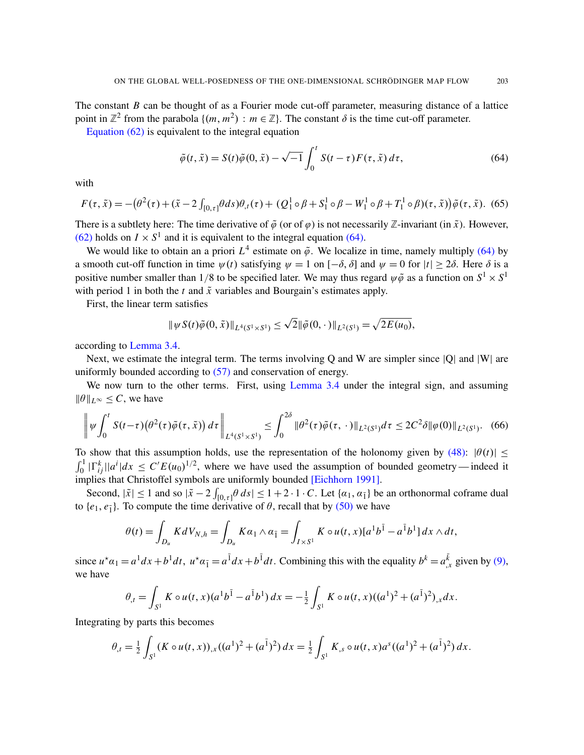The constant $B$ can be thought of as a Fourier mode cut-off parameter, measuring distance of a lattice point in $\mathbb{Z}^2$ from the parabola $\{(m, m^2) : m \in \mathbb{Z}\}$. The constant $\delta$ is the time cut-off parameter.

Equation (62) is equivalent to the integral equation

$$\tilde{\varphi}(t, \tilde{x}) = S(t)\tilde{\varphi}(0, \tilde{x}) - \sqrt{-1}\int_0^t S(t-\tau)F(\tau, \tilde{x})\, d\tau, \tag{64}$$

with

$$F(\tau, \tilde{x}) = -\big(\theta^2(\tau) + (\tilde{x} - 2\textstyle\int_{[0,\tau]}\theta ds)\theta_{,t}(\tau) + (Q_1^1 \circ \beta + S_1^1 \circ \beta - W_1^1 \circ \beta + T_1^1 \circ \beta)(\tau, \tilde{x})\big)\tilde{\varphi}(\tau, \tilde{x}). \tag{65}$$

There is a subtlety here: The time derivative of $\tilde{\varphi}$ (or of $\varphi$) is not necessarily $\mathbb{Z}$-invariant (in $\tilde{x}$). However, (62) holds on $I \times S^1$ and it is equivalent to the integral equation (64).

We would like to obtain an a priori $L^4$ estimate on $\tilde{\varphi}$. We localize in time, namely multiply (64) by a smooth cut-off function in time $\psi(t)$ satisfying $\psi = 1$ on $[-\delta, \delta]$ and $\psi = 0$ for $|t| \geq 2\delta$. Here $\delta$ is a positive number smaller than $1/8$ to be specified later. We may thus regard $\psi\tilde{\varphi}$ as a function on $S^1 \times S^1$ with period 1 in both the $t$ and $\tilde{x}$ variables and Bourgain's estimates apply.

First, the linear term satisfies

$$\|\psi S(t)\tilde{\varphi}(0, \tilde{x})\|_{L^4(S^1\times S^1)} \leq \sqrt{2}\|\tilde{\varphi}(0, \cdot)\|_{L^2(S^1)} = \sqrt{2E(u_0)},$$

according to Lemma 3.4.

Next, we estimate the integral term. The terms involving Q and W are simpler since |Q| and |W| are uniformly bounded according to (57) and conservation of energy.

We now turn to the other terms. First, using Lemma 3.4 under the integral sign, and assuming $\|\theta\|_{L^\infty} \leq C$, we have

$$\left\| \psi \int_0^t S(t-\tau)\big(\theta^2(\tau)\tilde{\varphi}(\tau, \tilde{x})\big)\, d\tau \right\|_{L^4(S^1\times S^1)} \leq \int_0^{2\delta} \|\theta^2(\tau)\tilde{\varphi}(\tau, \cdot)\|_{L^2(S^1)} d\tau \leq 2C^2\delta\|\varphi(0)\|_{L^2(S^1)}. \tag{66}$$

To show that this assumption holds, use the representation of the holonomy given by (48): $|\theta(t)| \leq \int_0^1 |\Gamma_{ij}^k||a^i|dx \leq C' E(u_0)^{1/2}$, where we have used the assumption of bounded geometry — indeed it implies that Christoffel symbols are uniformly bounded [Eichhorn 1991].

Second, $|\tilde{x}| \leq 1$ and so $|\tilde{x} - 2\int_{[0,\tau]}\theta\, ds| \leq 1 + 2 \cdot 1 \cdot C$. Let $\{\alpha_1, \alpha_{\bar{1}}\}$ be an orthonormal coframe dual to $\{e_1, e_{\bar{1}}\}$. To compute the time derivative of $\theta$, recall that by (50) we have

$$\theta(t) = \int_{D_u} K\, dV_{N,h} = \int_{D_u} K\alpha_1 \wedge \alpha_{\bar{1}} = \int_{I\times S^1} K \circ u(t, x)[a^1 b^{\bar{1}} - a^{\bar{1}} b^1]\, dx \wedge dt,$$

since $u^\star\alpha_1 = a^1 dx + b^1 dt$, $u^\star\alpha_{\bar{1}} = a^{\bar{1}} dx + b^{\bar{1}} dt$. Combining this with the equality $b^k = a^{\bar{k}}_{,x}$ given by (9), we have

$$\theta_{,t} = \int_{S^1} K \circ u(t, x)(a^1 b^{\bar{1}} - a^{\bar{1}} b^1)\, dx = -\tfrac{1}{2}\int_{S^1} K \circ u(t, x)((a^1)^2 + (a^{\bar{1}})^2)_{,x} dx.$$

Integrating by parts this becomes

$$\theta_{,t} = \tfrac{1}{2}\int_{S^1} (K \circ u(t, x))_{,x}((a^1)^2 + (a^{\bar{1}})^2)\, dx = \tfrac{1}{2}\int_{S^1} K_{,s} \circ u(t, x) a^s ((a^1)^2 + (a^{\bar{1}})^2)\, dx.$$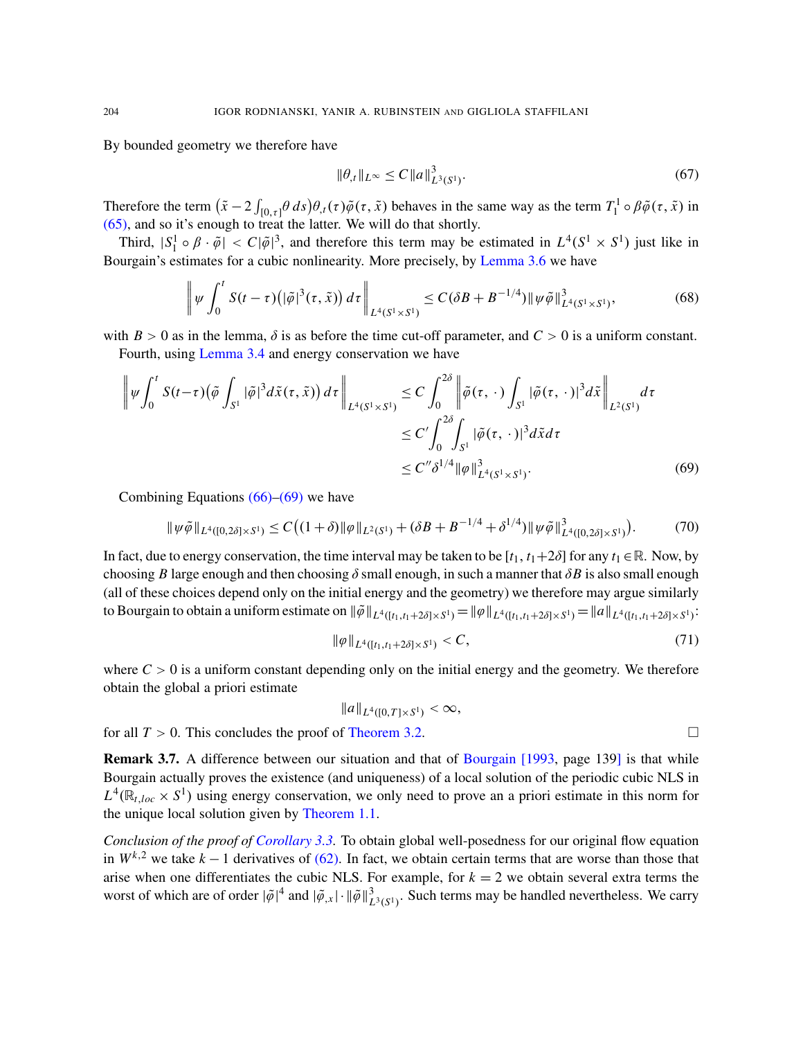By bounded geometry we therefore have

$$\|\theta_{,t}\|_{L^\infty} \le C\|a\|^3_{L^3(S^1)}. \tag{67}$$

Therefore the term $\big(\tilde{x} - 2\int_{[0,\tau]}\theta\, ds\big)\theta_{,t}(\tau)\tilde{\varphi}(\tau,\tilde{x})$ behaves in the same way as the term $T_1^1 \circ \beta\tilde{\varphi}(\tau,\tilde{x})$ in (65), and so it's enough to treat the latter. We will do that shortly.

Third, $|S_1^1 \circ \beta \cdot \tilde{\varphi}| < C|\tilde{\varphi}|^3$, and therefore this term may be estimated in $L^4(S^1 \times S^1)$ just like in Bourgain's estimates for a cubic nonlinearity. More precisely, by Lemma 3.6 we have

$$\left\| \psi \int_0^t S(t-\tau)\big(|\tilde{\varphi}|^3(\tau,\tilde{x})\big)\, d\tau \right\|_{L^4(S^1\times S^1)} \le C(\delta B + B^{-1/4})\|\psi\tilde{\varphi}\|^3_{L^4(S^1\times S^1)}, \tag{68}$$

with $B > 0$ as in the lemma, $\delta$ is as before the time cut-off parameter, and $C > 0$ is a uniform constant.

Fourth, using Lemma 3.4 and energy conservation we have

$$\begin{aligned}
\left\| \psi \int_0^t S(t-\tau)\Big(\tilde{\varphi}\int_{S^1}|\tilde{\varphi}|^3 d\tilde{x}(\tau,\tilde{x})\Big)\, d\tau \right\|_{L^4(S^1\times S^1)} &\le C\int_0^{2\delta}\left\|\tilde{\varphi}(\tau,\,\cdot\,)\int_{S^1}|\tilde{\varphi}(\tau,\,\cdot\,)|^3 d\tilde{x}\right\|_{L^2(S^1)} d\tau \\
&\le C'\int_0^{2\delta}\int_{S^1}|\tilde{\varphi}(\tau,\,\cdot\,)|^3 d\tilde{x}\, d\tau \\
&\le C''\delta^{1/4}\|\varphi\|^3_{L^4(S^1\times S^1)}.
\end{aligned} \tag{69}$$

Combining Equations (66)–(69) we have

$$\|\psi\tilde{\varphi}\|_{L^4([0,2\delta]\times S^1)} \le C\big((1+\delta)\|\varphi\|_{L^2(S^1)} + (\delta B + B^{-1/4} + \delta^{1/4})\|\psi\tilde{\varphi}\|^3_{L^4([0,2\delta]\times S^1)}\big). \tag{70}$$

In fact, due to energy conservation, the time interval may be taken to be $[t_1, t_1+2\delta]$ for any $t_1 \in \mathbb{R}$. Now, by choosing $B$ large enough and then choosing $\delta$ small enough, in such a manner that $\delta B$ is also small enough (all of these choices depend only on the initial energy and the geometry) we therefore may argue similarly to Bourgain to obtain a uniform estimate on $\|\tilde{\varphi}\|_{L^4([t_1,t_1+2\delta]\times S^1)} = \|\varphi\|_{L^4([t_1,t_1+2\delta]\times S^1)} = \|a\|_{L^4([t_1,t_1+2\delta]\times S^1)}$:

$$\|\varphi\|_{L^4([t_1,t_1+2\delta]\times S^1)} < C, \tag{71}$$

where $C > 0$ is a uniform constant depending only on the initial energy and the geometry. We therefore obtain the global a priori estimate

$$\|a\|_{L^4([0,T]\times S^1)} < \infty,$$

for all $T > 0$. This concludes the proof of Theorem 3.2. □

**Remark 3.7.** A difference between our situation and that of Bourgain [1993, page 139] is that while Bourgain actually proves the existence (and uniqueness) of a local solution of the periodic cubic NLS in $L^4(\mathbb{R}_{t,loc} \times S^1)$ using energy conservation, we only need to prove an a priori estimate in this norm for the unique local solution given by Theorem 1.1.

*Conclusion of the proof of Corollary 3.3.* To obtain global well-posedness for our original flow equation in $W^{k,2}$ we take $k-1$ derivatives of (62). In fact, we obtain certain terms that are worse than those that arise when one differentiates the cubic NLS. For example, for $k = 2$ we obtain several extra terms the worst of which are of order $|\tilde{\varphi}|^4$ and $|\tilde{\varphi}_{,x}| \cdot \|\tilde{\varphi}\|^3_{L^3(S^1)}$. Such terms may be handled nevertheless. We carry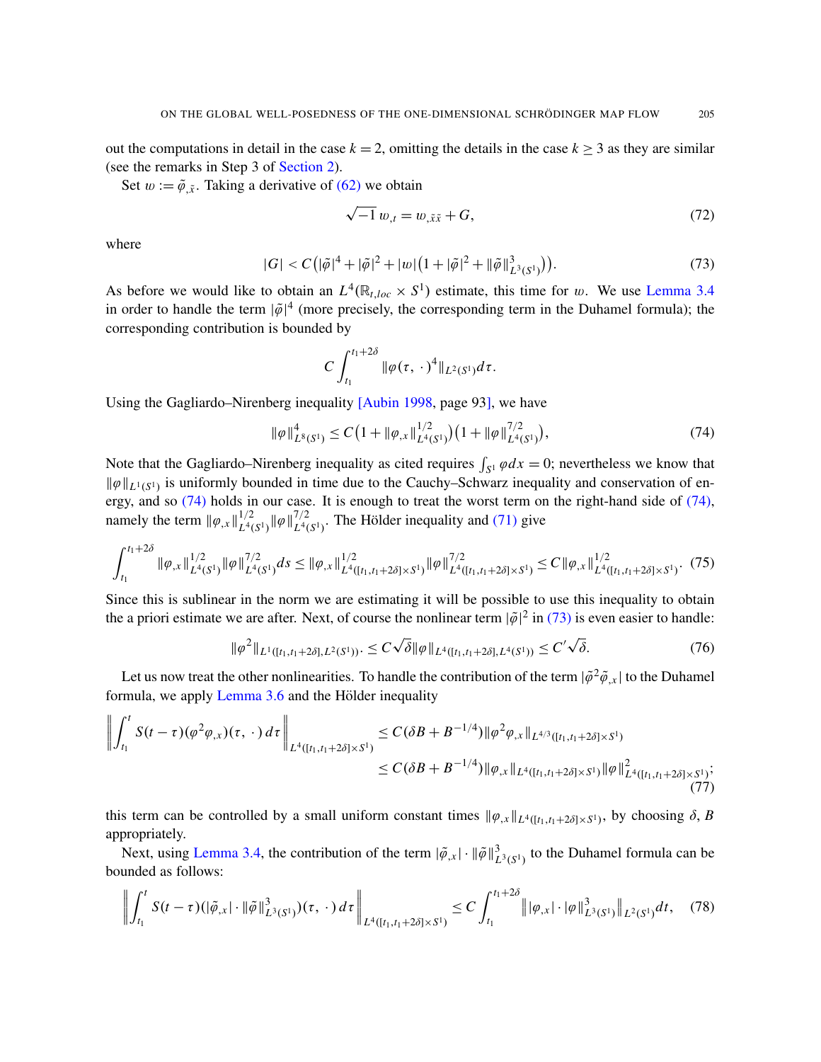out the computations in detail in the case $k = 2$, omitting the details in the case $k \geq 3$ as they are similar (see the remarks in Step 3 of Section 2).

Set $w := \tilde{\varphi}_{,\tilde{x}}$. Taking a derivative of (62) we obtain

$$\sqrt{-1}\, w_{,t} = w_{,\tilde{x}\tilde{x}} + G, \tag{72}$$

where

$$|G| < C\big(|\tilde{\varphi}|^4 + |\tilde{\varphi}|^2 + |w|\big(1 + |\tilde{\varphi}|^2 + \|\tilde{\varphi}\|^3_{L^3(S^1)}\big)\big). \tag{73}$$

As before we would like to obtain an $L^4(\mathbb{R}_{t,loc} \times S^1)$ estimate, this time for $w$. We use Lemma 3.4 in order to handle the term $|\tilde{\varphi}|^4$ (more precisely, the corresponding term in the Duhamel formula); the corresponding contribution is bounded by

$$C \int_{t_1}^{t_1+2\delta} \|\varphi(\tau,\,\cdot\,)^4\|_{L^2(S^1)} d\tau.$$

Using the Gagliardo–Nirenberg inequality [Aubin 1998, page 93], we have

$$\|\varphi\|^4_{L^8(S^1)} \leq C\big(1 + \|\varphi_{,x}\|^{1/2}_{L^4(S^1)}\big)\big(1 + \|\varphi\|^{7/2}_{L^4(S^1)}\big), \tag{74}$$

Note that the Gagliardo–Nirenberg inequality as cited requires $\int_{S^1} \varphi\, dx = 0$; nevertheless we know that $\|\varphi\|_{L^1(S^1)}$ is uniformly bounded in time due to the Cauchy–Schwarz inequality and conservation of energy, and so (74) holds in our case. It is enough to treat the worst term on the right-hand side of (74), namely the term $\|\varphi_{,x}\|^{1/2}_{L^4(S^1)} \|\varphi\|^{7/2}_{L^4(S^1)}$. The Hölder inequality and (71) give

$$\int_{t_1}^{t_1+2\delta} \|\varphi_{,x}\|^{1/2}_{L^4(S^1)} \|\varphi\|^{7/2}_{L^4(S^1)} ds \leq \|\varphi_{,x}\|^{1/2}_{L^4([t_1,t_1+2\delta]\times S^1)} \|\varphi\|^{7/2}_{L^4([t_1,t_1+2\delta]\times S^1)} \leq C\|\varphi_{,x}\|^{1/2}_{L^4([t_1,t_1+2\delta]\times S^1)}. \tag{75}$$

Since this is sublinear in the norm we are estimating it will be possible to use this inequality to obtain the a priori estimate we are after. Next, of course the nonlinear term $|\tilde{\varphi}|^2$ in (73) is even easier to handle:

$$\|\varphi^2\|_{L^1([t_1,t_1+2\delta],L^2(S^1))}. \leq C\sqrt{\delta}\|\varphi\|_{L^4([t_1,t_1+2\delta],L^4(S^1))} \leq C'\sqrt{\delta}. \tag{76}$$

Let us now treat the other nonlinearities. To handle the contribution of the term $|\tilde{\varphi}^2 \tilde{\varphi}_{,x}|$ to the Duhamel formula, we apply Lemma 3.6 and the Hölder inequality

$$\begin{aligned}
\left\| \int_{t_1}^{t} S(t-\tau)(\varphi^2 \varphi_{,x})(\tau,\,\cdot\,)\, d\tau \right\|_{L^4([t_1,t_1+2\delta]\times S^1)} &\leq C(\delta B + B^{-1/4}) \|\varphi^2 \varphi_{,x}\|_{L^{4/3}([t_1,t_1+2\delta]\times S^1)} \\
&\leq C(\delta B + B^{-1/4}) \|\varphi_{,x}\|_{L^4([t_1,t_1+2\delta]\times S^1)} \|\varphi\|^2_{L^4([t_1,t_1+2\delta]\times S^1)};
\end{aligned} \tag{77}$$

this term can be controlled by a small uniform constant times $\|\varphi_{,x}\|_{L^4([t_1,t_1+2\delta]\times S^1)}$, by choosing $\delta$, $B$ appropriately.

Next, using Lemma 3.4, the contribution of the term $|\tilde{\varphi}_{,x}| \cdot \|\tilde{\varphi}\|^3_{L^3(S^1)}$ to the Duhamel formula can be bounded as follows:

$$\left\| \int_{t_1}^{t} S(t-\tau)(|\tilde{\varphi}_{,x}| \cdot \|\tilde{\varphi}\|^3_{L^3(S^1)})(\tau,\,\cdot\,)\, d\tau \right\|_{L^4([t_1,t_1+2\delta]\times S^1)} \leq C \int_{t_1}^{t_1+2\delta} \left\| |\varphi_{,x}| \cdot |\varphi\|^3_{L^3(S^1)} \right\|_{L^2(S^1)} dt, \tag{78}$$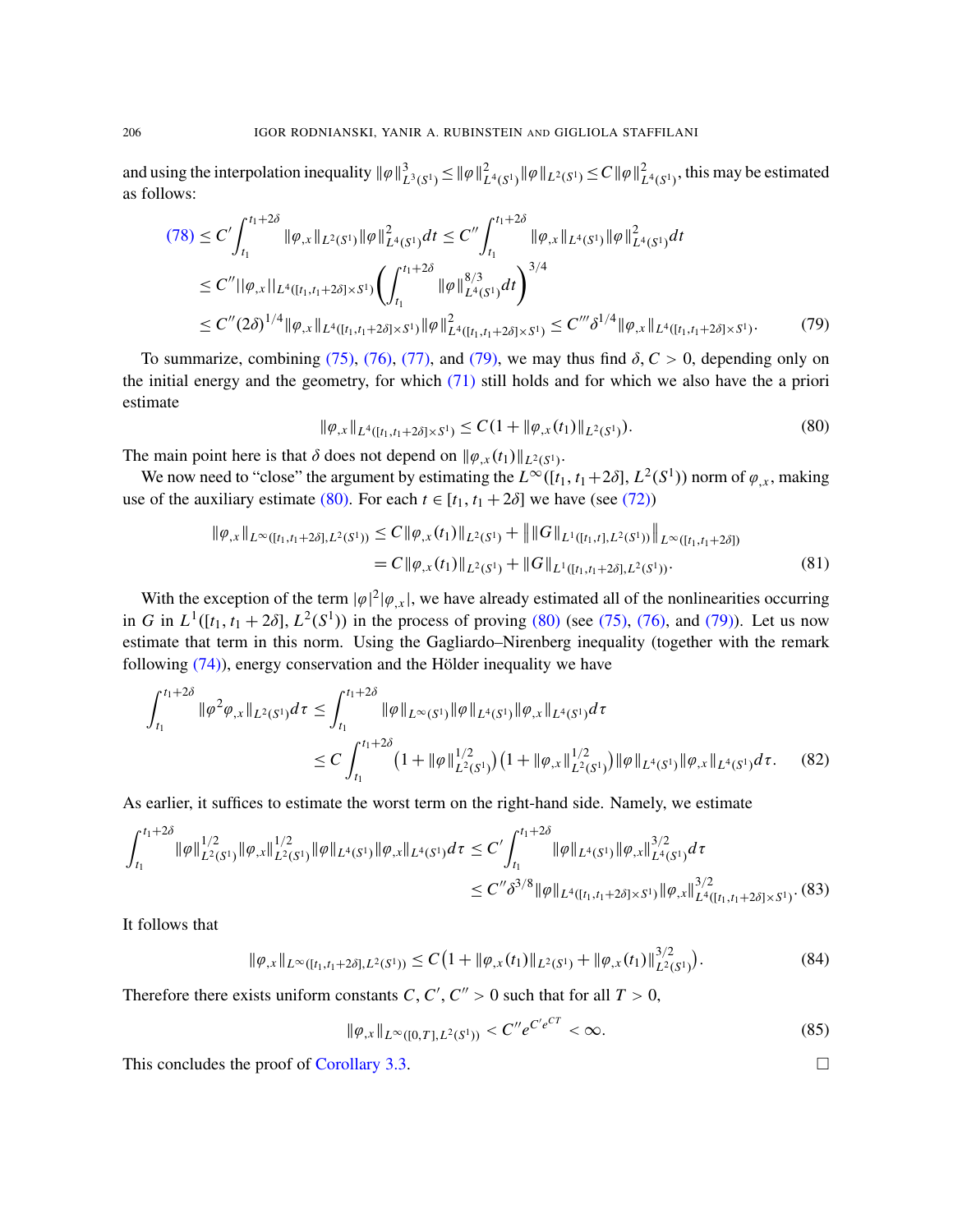and using the interpolation inequality $\|\varphi\|^3_{L^3(S^1)} \le \|\varphi\|^2_{L^4(S^1)}\|\varphi\|_{L^2(S^1)} \le C\|\varphi\|^2_{L^4(S^1)}$, this may be estimated as follows:

$$
\begin{aligned}
(78) &\le C'\int_{t_1}^{t_1+2\delta} \|\varphi_{,x}\|_{L^2(S^1)}\|\varphi\|^2_{L^4(S^1)}dt \le C''\int_{t_1}^{t_1+2\delta} \|\varphi_{,x}\|_{L^4(S^1)}\|\varphi\|^2_{L^4(S^1)}dt \\
&\le C''\|\varphi_{,x}\|_{L^4([t_1,t_1+2\delta]\times S^1)}\left(\int_{t_1}^{t_1+2\delta}\|\varphi\|^{8/3}_{L^4(S^1)}dt\right)^{3/4} \\
&\le C''(2\delta)^{1/4}\|\varphi_{,x}\|_{L^4([t_1,t_1+2\delta]\times S^1)}\|\varphi\|^2_{L^4([t_1,t_1+2\delta]\times S^1)} \le C'''\delta^{1/4}\|\varphi_{,x}\|_{L^4([t_1,t_1+2\delta]\times S^1)}. \qquad (79)
\end{aligned}
$$

To summarize, combining (75), (76), (77), and (79), we may thus find $\delta, C > 0$, depending only on the initial energy and the geometry, for which (71) still holds and for which we also have the a priori estimate

$$
\|\varphi_{,x}\|_{L^4([t_1,t_1+2\delta]\times S^1)} \le C(1+\|\varphi_{,x}(t_1)\|_{L^2(S^1)}). \qquad (80)
$$

The main point here is that $\delta$ does not depend on $\|\varphi_{,x}(t_1)\|_{L^2(S^1)}$.

We now need to "close" the argument by estimating the $L^\infty([t_1, t_1+2\delta], L^2(S^1))$ norm of $\varphi_{,x}$, making use of the auxiliary estimate (80). For each $t \in [t_1, t_1+2\delta]$ we have (see (72))

$$
\begin{aligned}
\|\varphi_{,x}\|_{L^\infty([t_1,t_1+2\delta],L^2(S^1))} &\le C\|\varphi_{,x}(t_1)\|_{L^2(S^1)} + \big\|\|G\|_{L^1([t_1,t],L^2(S^1))}\big\|_{L^\infty([t_1,t_1+2\delta])} \\
&= C\|\varphi_{,x}(t_1)\|_{L^2(S^1)} + \|G\|_{L^1([t_1,t_1+2\delta],L^2(S^1))}. \qquad (81)
\end{aligned}
$$

With the exception of the term $|\varphi|^2|\varphi_{,x}|$, we have already estimated all of the nonlinearities occurring in $G$ in $L^1([t_1, t_1+2\delta], L^2(S^1))$ in the process of proving (80) (see (75), (76), and (79)). Let us now estimate that term in this norm. Using the Gagliardo–Nirenberg inequality (together with the remark following (74)), energy conservation and the Hölder inequality we have

$$
\begin{aligned}
\int_{t_1}^{t_1+2\delta}\|\varphi^2\varphi_{,x}\|_{L^2(S^1)}d\tau &\le \int_{t_1}^{t_1+2\delta}\|\varphi\|_{L^\infty(S^1)}\|\varphi\|_{L^4(S^1)}\|\varphi_{,x}\|_{L^4(S^1)}d\tau \\
&\le C\int_{t_1}^{t_1+2\delta}\big(1+\|\varphi\|^{1/2}_{L^2(S^1)}\big)\big(1+\|\varphi_{,x}\|^{1/2}_{L^2(S^1)}\big)\|\varphi\|_{L^4(S^1)}\|\varphi_{,x}\|_{L^4(S^1)}d\tau. \qquad (82)
\end{aligned}
$$

As earlier, it suffices to estimate the worst term on the right-hand side. Namely, we estimate

$$
\begin{aligned}
\int_{t_1}^{t_1+2\delta}\|\varphi\|^{1/2}_{L^2(S^1)}\|\varphi_{,x}\|^{1/2}_{L^2(S^1)}\|\varphi\|_{L^4(S^1)}\|\varphi_{,x}\|_{L^4(S^1)}d\tau &\le C'\int_{t_1}^{t_1+2\delta}\|\varphi\|_{L^4(S^1)}\|\varphi_{,x}\|^{3/2}_{L^4(S^1)}d\tau \\
&\le C''\delta^{3/8}\|\varphi\|_{L^4([t_1,t_1+2\delta]\times S^1)}\|\varphi_{,x}\|^{3/2}_{L^4([t_1,t_1+2\delta]\times S^1)}. \qquad (83)
\end{aligned}
$$

It follows that

$$
\|\varphi_{,x}\|_{L^\infty([t_1,t_1+2\delta],L^2(S^1))} \le C\big(1+\|\varphi_{,x}(t_1)\|_{L^2(S^1)}+\|\varphi_{,x}(t_1)\|^{3/2}_{L^2(S^1)}\big). \qquad (84)
$$

Therefore there exists uniform constants $C, C', C'' > 0$ such that for all $T > 0$,

$$
\|\varphi_{,x}\|_{L^\infty([0,T],L^2(S^1))} < C''e^{C'e^{CT}} < \infty. \qquad (85)
$$

This concludes the proof of Corollary 3.3. □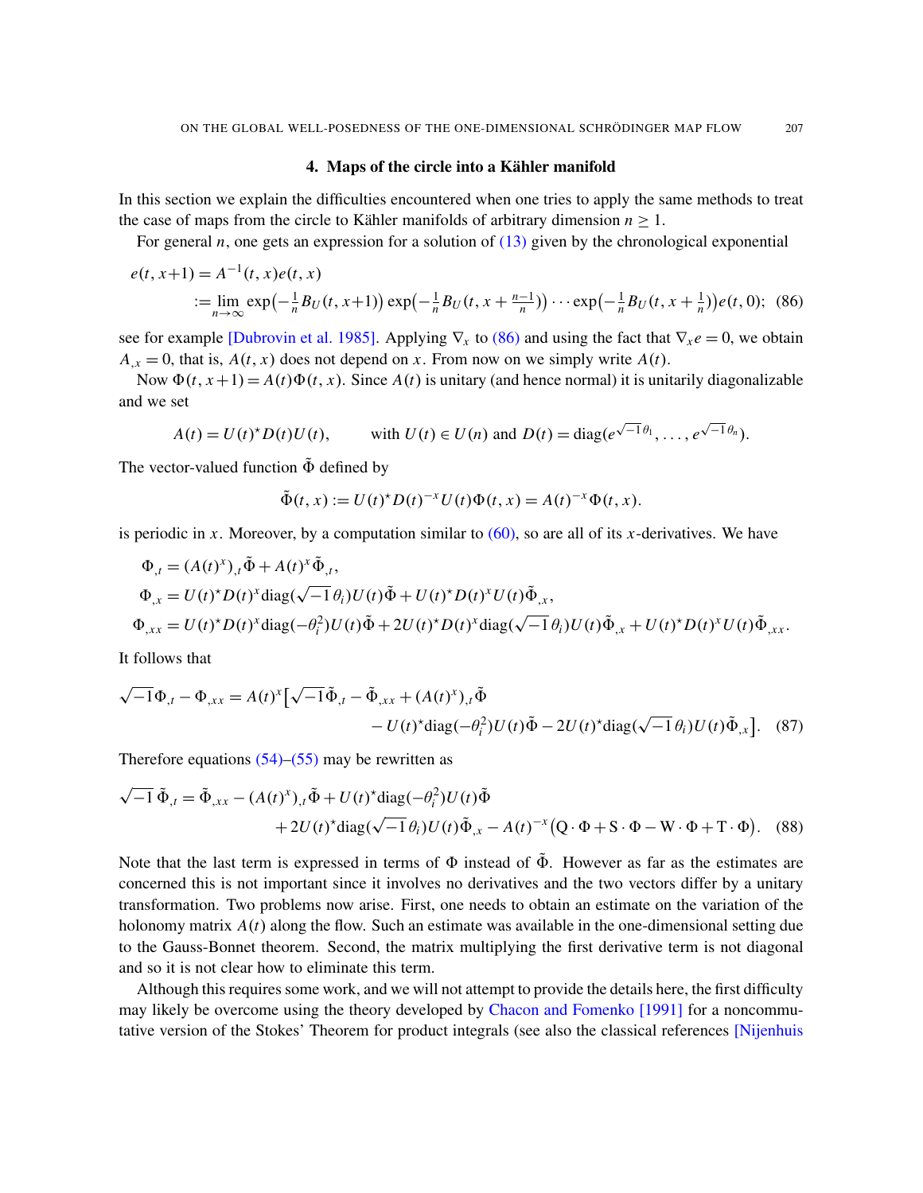## 4. Maps of the circle into a Kähler manifold

In this section we explain the difficulties encountered when one tries to apply the same methods to treat the case of maps from the circle to Kähler manifolds of arbitrary dimension $n \geq 1$.

For general $n$, one gets an expression for a solution of (13) given by the chronological exponential

$$
\begin{aligned}
e(t, x+1) &= A^{-1}(t, x) e(t, x) \\
&:= \lim_{n\to\infty} \exp\left(-\tfrac{1}{n} B_U(t, x+1)\right) \exp\left(-\tfrac{1}{n} B_U(t, x + \tfrac{n-1}{n})\right) \cdots \exp\left(-\tfrac{1}{n} B_U(t, x + \tfrac{1}{n})\right) e(t, 0); \quad (86)
\end{aligned}
$$

see for example [Dubrovin et al. 1985]. Applying $\nabla_x$ to (86) and using the fact that $\nabla_x e = 0$, we obtain $A_{,x} = 0$, that is, $A(t, x)$ does not depend on $x$. From now on we simply write $A(t)$.

Now $\Phi(t, x+1) = A(t)\Phi(t, x)$. Since $A(t)$ is unitary (and hence normal) it is unitarily diagonalizable and we set

$$
A(t) = U(t)^\star D(t) U(t), \qquad \text{with } U(t) \in U(n) \text{ and } D(t) = \operatorname{diag}(e^{\sqrt{-1}\,\theta_1}, \dots, e^{\sqrt{-1}\,\theta_n}).
$$

The vector-valued function $\tilde{\Phi}$ defined by

$$
\tilde{\Phi}(t, x) := U(t)^\star D(t)^{-x} U(t) \Phi(t, x) = A(t)^{-x} \Phi(t, x).
$$

is periodic in $x$. Moreover, by a computation similar to (60), so are all of its $x$-derivatives. We have

$$
\begin{aligned}
\Phi_{,t} &= (A(t)^x)_{,t} \tilde{\Phi} + A(t)^x \tilde{\Phi}_{,t}, \\
\Phi_{,x} &= U(t)^\star D(t)^x \operatorname{diag}(\sqrt{-1}\,\theta_i) U(t) \tilde{\Phi} + U(t)^\star D(t)^x U(t) \tilde{\Phi}_{,x}, \\
\Phi_{,xx} &= U(t)^\star D(t)^x \operatorname{diag}(-\theta_i^2) U(t) \tilde{\Phi} + 2U(t)^\star D(t)^x \operatorname{diag}(\sqrt{-1}\,\theta_i) U(t) \tilde{\Phi}_{,x} + U(t)^\star D(t)^x U(t) \tilde{\Phi}_{,xx}.
\end{aligned}
$$

It follows that

$$
\begin{aligned}
\sqrt{-1}\Phi_{,t} - \Phi_{,xx} = A(t)^x \big[ &\sqrt{-1}\tilde{\Phi}_{,t} - \tilde{\Phi}_{,xx} + (A(t)^x)_{,t} \tilde{\Phi} \\
&- U(t)^\star \operatorname{diag}(-\theta_i^2) U(t) \tilde{\Phi} - 2U(t)^\star \operatorname{diag}(\sqrt{-1}\,\theta_i) U(t) \tilde{\Phi}_{,x} \big]. \quad (87)
\end{aligned}
$$

Therefore equations (54)–(55) may be rewritten as

$$
\begin{aligned}
\sqrt{-1}\,\tilde{\Phi}_{,t} = \tilde{\Phi}_{,xx} &- (A(t)^x)_{,t} \tilde{\Phi} + U(t)^\star \operatorname{diag}(-\theta_i^2) U(t) \tilde{\Phi} \\
&+ 2U(t)^\star \operatorname{diag}(\sqrt{-1}\,\theta_i) U(t) \tilde{\Phi}_{,x} - A(t)^{-x} \big( \mathrm{Q} \cdot \Phi + \mathrm{S} \cdot \Phi - \mathrm{W} \cdot \Phi + \mathrm{T} \cdot \Phi \big). \quad (88)
\end{aligned}
$$

Note that the last term is expressed in terms of $\Phi$ instead of $\tilde{\Phi}$. However as far as the estimates are concerned this is not important since it involves no derivatives and the two vectors differ by a unitary transformation. Two problems now arise. First, one needs to obtain an estimate on the variation of the holonomy matrix $A(t)$ along the flow. Such an estimate was available in the one-dimensional setting due to the Gauss-Bonnet theorem. Second, the matrix multiplying the first derivative term is not diagonal and so it is not clear how to eliminate this term.

Although this requires some work, and we will not attempt to provide the details here, the first difficulty may likely be overcome using the theory developed by Chacon and Fomenko [1991] for a noncommutative version of the Stokes' Theorem for product integrals (see also the classical references [Nijenhuis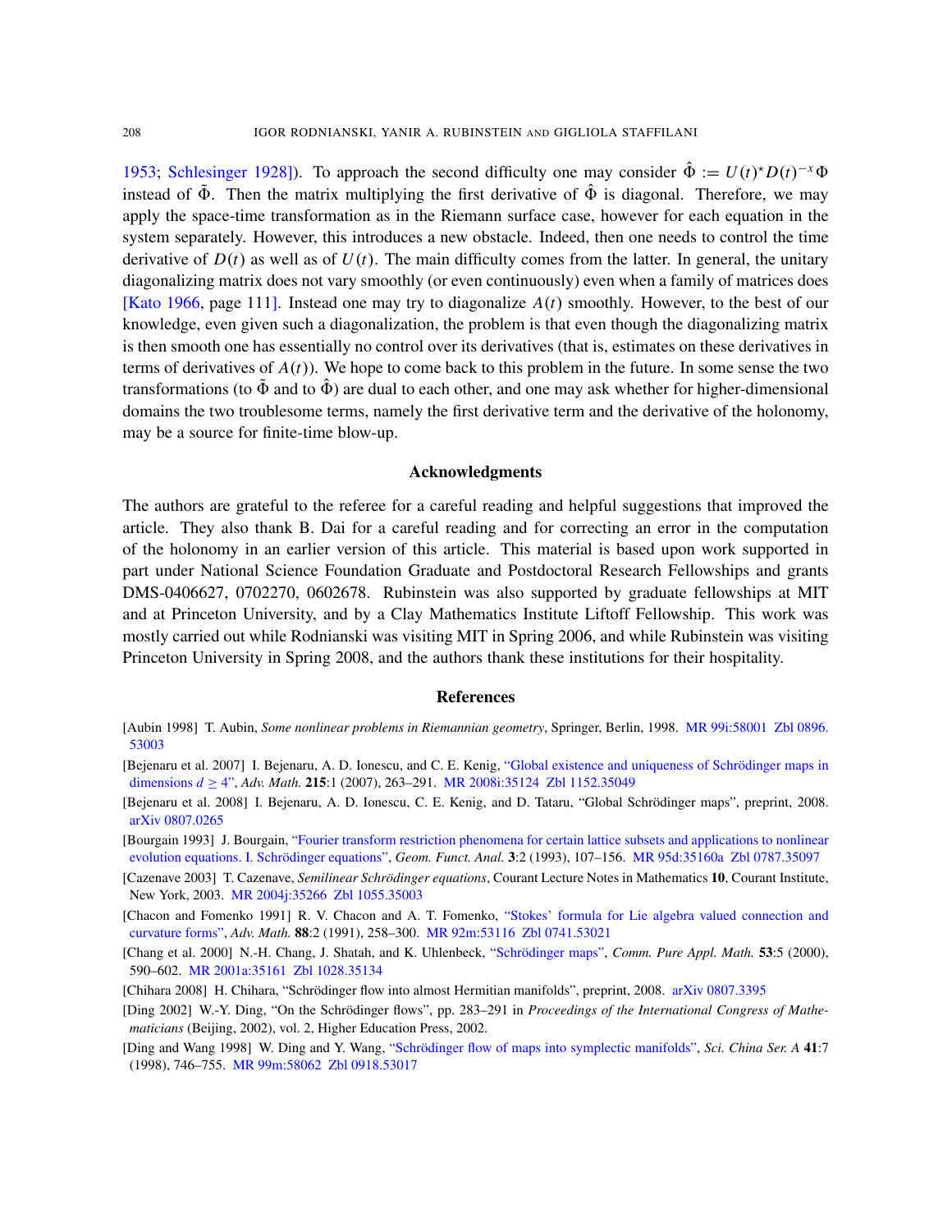1953; Schlesinger 1928]). To approach the second difficulty one may consider $\hat{\Phi} := U(t)^\star D(t)^{-x}\Phi$ instead of $\tilde{\Phi}$. Then the matrix multiplying the first derivative of $\hat{\Phi}$ is diagonal. Therefore, we may apply the space-time transformation as in the Riemann surface case, however for each equation in the system separately. However, this introduces a new obstacle. Indeed, then one needs to control the time derivative of $D(t)$ as well as of $U(t)$. The main difficulty comes from the latter. In general, the unitary diagonalizing matrix does not vary smoothly (or even continuously) even when a family of matrices does [Kato 1966, page 111]. Instead one may try to diagonalize $A(t)$ smoothly. However, to the best of our knowledge, even given such a diagonalization, the problem is that even though the diagonalizing matrix is then smooth one has essentially no control over its derivatives (that is, estimates on these derivatives in terms of derivatives of $A(t)$). We hope to come back to this problem in the future. In some sense the two transformations (to $\tilde{\Phi}$ and to $\hat{\Phi}$) are dual to each other, and one may ask whether for higher-dimensional domains the two troublesome terms, namely the first derivative term and the derivative of the holonomy, may be a source for finite-time blow-up.

## Acknowledgments

The authors are grateful to the referee for a careful reading and helpful suggestions that improved the article. They also thank B. Dai for a careful reading and for correcting an error in the computation of the holonomy in an earlier version of this article. This material is based upon work supported in part under National Science Foundation Graduate and Postdoctoral Research Fellowships and grants DMS-0406627, 0702270, 0602678. Rubinstein was also supported by graduate fellowships at MIT and at Princeton University, and by a Clay Mathematics Institute Liftoff Fellowship. This work was mostly carried out while Rodnianski was visiting MIT in Spring 2006, and while Rubinstein was visiting Princeton University in Spring 2008, and the authors thank these institutions for their hospitality.

## References

[Aubin 1998] T. Aubin, *Some nonlinear problems in Riemannian geometry*, Springer, Berlin, 1998. MR 99i:58001 Zbl 0896.53003

[Bejenaru et al. 2007] I. Bejenaru, A. D. Ionescu, and C. E. Kenig, "Global existence and uniqueness of Schrödinger maps in dimensions $d \geq 4$", *Adv. Math.* **215**:1 (2007), 263–291. MR 2008i:35124 Zbl 1152.35049

[Bejenaru et al. 2008] I. Bejenaru, A. D. Ionescu, C. E. Kenig, and D. Tataru, "Global Schrödinger maps", preprint, 2008. arXiv 0807.0265

[Bourgain 1993] J. Bourgain, "Fourier transform restriction phenomena for certain lattice subsets and applications to nonlinear evolution equations. I. Schrödinger equations", *Geom. Funct. Anal.* **3**:2 (1993), 107–156. MR 95d:35160a Zbl 0787.35097

[Cazenave 2003] T. Cazenave, *Semilinear Schrödinger equations*, Courant Lecture Notes in Mathematics **10**, Courant Institute, New York, 2003. MR 2004j:35266 Zbl 1055.35003

[Chacon and Fomenko 1991] R. V. Chacon and A. T. Fomenko, "Stokes' formula for Lie algebra valued connection and curvature forms", *Adv. Math.* **88**:2 (1991), 258–300. MR 92m:53116 Zbl 0741.53021

[Chang et al. 2000] N.-H. Chang, J. Shatah, and K. Uhlenbeck, "Schrödinger maps", *Comm. Pure Appl. Math.* **53**:5 (2000), 590–602. MR 2001a:35161 Zbl 1028.35134

[Chihara 2008] H. Chihara, "Schrödinger flow into almost Hermitian manifolds", preprint, 2008. arXiv 0807.3395

[Ding 2002] W.-Y. Ding, "On the Schrödinger flows", pp. 283–291 in *Proceedings of the International Congress of Mathematicians* (Beijing, 2002), vol. 2, Higher Education Press, 2002.

[Ding and Wang 1998] W. Ding and Y. Wang, "Schrödinger flow of maps into symplectic manifolds", *Sci. China Ser. A* **41**:7 (1998), 746–755. MR 99m:58062 Zbl 0918.53017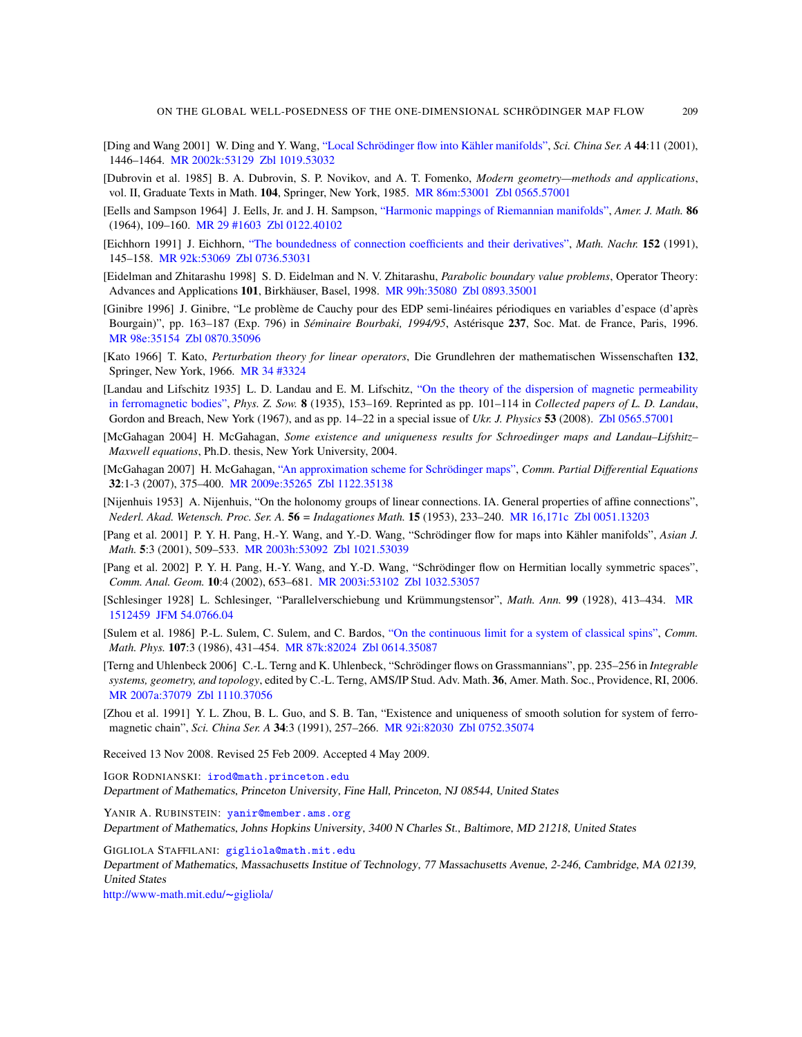[Ding and Wang 2001] W. Ding and Y. Wang, "Local Schrödinger flow into Kähler manifolds", *Sci. China Ser. A* **44**:11 (2001), 1446–1464. MR 2002k:53129 Zbl 1019.53032

[Dubrovin et al. 1985] B. A. Dubrovin, S. P. Novikov, and A. T. Fomenko, *Modern geometry—methods and applications*, vol. II, Graduate Texts in Math. **104**, Springer, New York, 1985. MR 86m:53001 Zbl 0565.57001

[Eells and Sampson 1964] J. Eells, Jr. and J. H. Sampson, "Harmonic mappings of Riemannian manifolds", *Amer. J. Math.* **86** (1964), 109–160. MR 29 #1603 Zbl 0122.40102

[Eichhorn 1991] J. Eichhorn, "The boundedness of connection coefficients and their derivatives", *Math. Nachr.* **152** (1991), 145–158. MR 92k:53069 Zbl 0736.53031

[Eidelman and Zhitarashu 1998] S. D. Eidelman and N. V. Zhitarashu, *Parabolic boundary value problems*, Operator Theory: Advances and Applications **101**, Birkhäuser, Basel, 1998. MR 99h:35080 Zbl 0893.35001

[Ginibre 1996] J. Ginibre, "Le problème de Cauchy pour des EDP semi-linéaires périodiques en variables d'espace (d'après Bourgain)", pp. 163–187 (Exp. 796) in *Séminaire Bourbaki, 1994/95*, Astérisque **237**, Soc. Mat. de France, Paris, 1996. MR 98e:35154 Zbl 0870.35096

[Kato 1966] T. Kato, *Perturbation theory for linear operators*, Die Grundlehren der mathematischen Wissenschaften **132**, Springer, New York, 1966. MR 34 #3324

[Landau and Lifschitz 1935] L. D. Landau and E. M. Lifschitz, "On the theory of the dispersion of magnetic permeability in ferromagnetic bodies", *Phys. Z. Sow.* **8** (1935), 153–169. Reprinted as pp. 101–114 in *Collected papers of L. D. Landau*, Gordon and Breach, New York (1967), and as pp. 14–22 in a special issue of *Ukr. J. Physics* **53** (2008). Zbl 0565.57001

[McGahagan 2004] H. McGahagan, *Some existence and uniqueness results for Schroedinger maps and Landau–Lifshitz–Maxwell equations*, Ph.D. thesis, New York University, 2004.

[McGahagan 2007] H. McGahagan, "An approximation scheme for Schrödinger maps", *Comm. Partial Differential Equations* **32**:1-3 (2007), 375–400. MR 2009e:35265 Zbl 1122.35138

[Nijenhuis 1953] A. Nijenhuis, "On the holonomy groups of linear connections. IA. General properties of affine connections", *Nederl. Akad. Wetensch. Proc. Ser. A.* **56** = *Indagationes Math.* **15** (1953), 233–240. MR 16,171c Zbl 0051.13203

[Pang et al. 2001] P. Y. H. Pang, H.-Y. Wang, and Y.-D. Wang, "Schrödinger flow for maps into Kähler manifolds", *Asian J. Math.* **5**:3 (2001), 509–533. MR 2003h:53092 Zbl 1021.53039

[Pang et al. 2002] P. Y. H. Pang, H.-Y. Wang, and Y.-D. Wang, "Schrödinger flow on Hermitian locally symmetric spaces", *Comm. Anal. Geom.* **10**:4 (2002), 653–681. MR 2003i:53102 Zbl 1032.53057

[Schlesinger 1928] L. Schlesinger, "Parallelverschiebung und Krümmungstensor", *Math. Ann.* **99** (1928), 413–434. MR 1512459 JFM 54.0766.04

[Sulem et al. 1986] P.-L. Sulem, C. Sulem, and C. Bardos, "On the continuous limit for a system of classical spins", *Comm. Math. Phys.* **107**:3 (1986), 431–454. MR 87k:82024 Zbl 0614.35087

[Terng and Uhlenbeck 2006] C.-L. Terng and K. Uhlenbeck, "Schrödinger flows on Grassmannians", pp. 235–256 in *Integrable systems, geometry, and topology*, edited by C.-L. Terng, AMS/IP Stud. Adv. Math. **36**, Amer. Math. Soc., Providence, RI, 2006. MR 2007a:37079 Zbl 1110.37056

[Zhou et al. 1991] Y. L. Zhou, B. L. Guo, and S. B. Tan, "Existence and uniqueness of smooth solution for system of ferromagnetic chain", *Sci. China Ser. A* **34**:3 (1991), 257–266. MR 92i:82030 Zbl 0752.35074

Received 13 Nov 2008. Revised 25 Feb 2009. Accepted 4 May 2009.

IGOR RODNIANSKI: irod@math.princeton.edu
*Department of Mathematics, Princeton University, Fine Hall, Princeton, NJ 08544, United States*

YANIR A. RUBINSTEIN: yanir@member.ams.org
*Department of Mathematics, Johns Hopkins University, 3400 N Charles St., Baltimore, MD 21218, United States*

GIGLIOLA STAFFILANI: gigliola@math.mit.edu
*Department of Mathematics, Massachusetts Institue of Technology, 77 Massachusetts Avenue, 2-246, Cambridge, MA 02139, United States*
http://www-math.mit.edu/~gigliola/